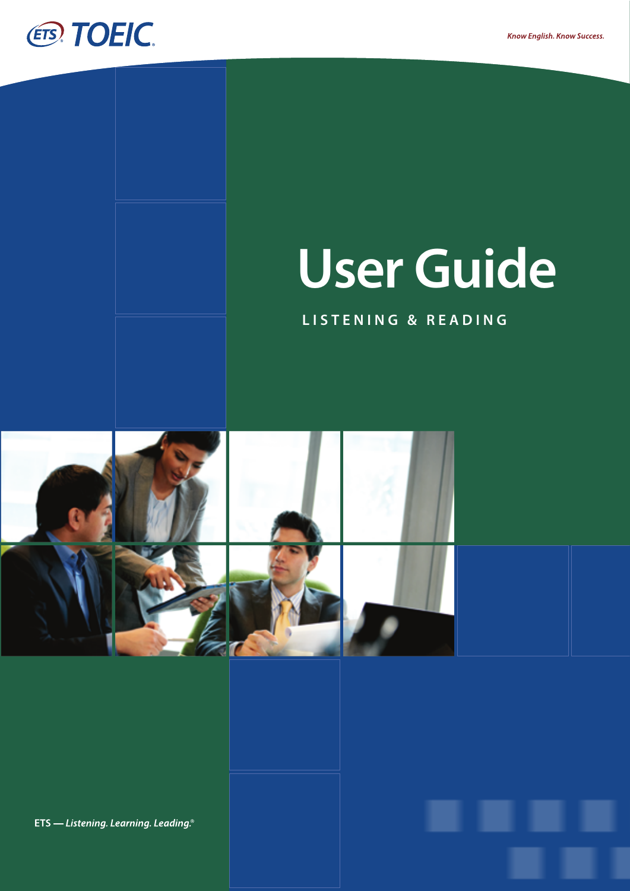ETS TOEIC.

*Know English. Know Success.*

# User Guide

## LISTENING & READING

ETS — *Listening. Learning. Leading.*®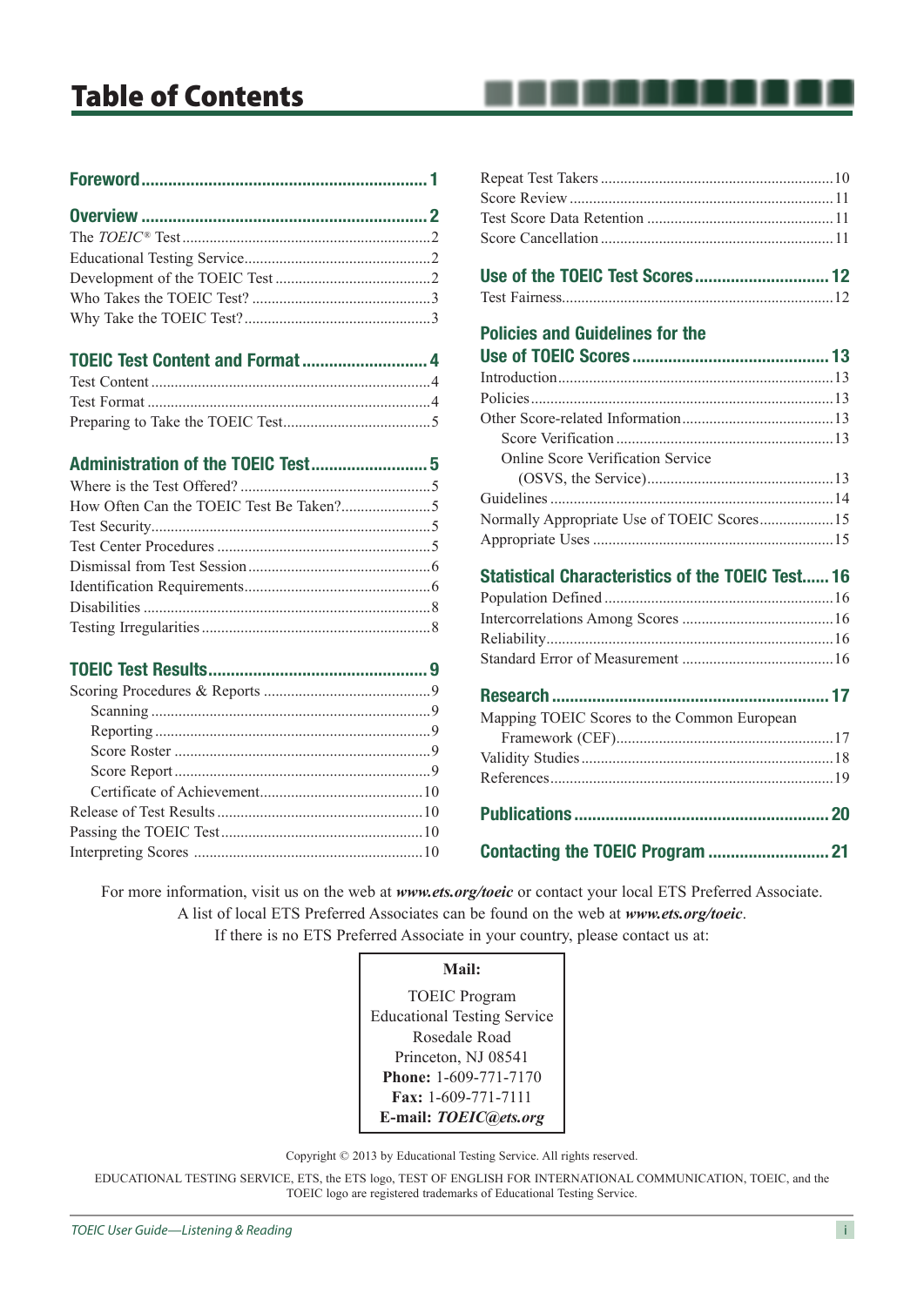# Table of Contents

**Foreword** ........ 1

**Overview** ........ 2

- The *TOEIC*® Test ........ 2
- Educational Testing Service ........ 2
- Development of the TOEIC Test ........ 2
- Who Takes the TOEIC Test? ........ 3
- Why Take the TOEIC Test? ........ 3

**TOEIC Test Content and Format** ........ 4

- Test Content ........ 4
- Test Format ........ 4
- Preparing to Take the TOEIC Test ........ 5

**Administration of the TOEIC Test** ........ 5

- Where is the Test Offered? ........ 5
- How Often Can the TOEIC Test Be Taken? ........ 5
- Test Security ........ 5
- Test Center Procedures ........ 5
- Dismissal from Test Session ........ 6
- Identification Requirements ........ 6
- Disabilities ........ 8
- Testing Irregularities ........ 8

**TOEIC Test Results** ........ 9

- Scoring Procedures & Reports ........ 9
  - Scanning ........ 9
  - Reporting ........ 9
  - Score Roster ........ 9
  - Score Report ........ 9
  - Certificate of Achievement ........ 10
- Release of Test Results ........ 10
- Passing the TOEIC Test ........ 10
- Interpreting Scores ........ 10
- Repeat Test Takers ........ 10
- Score Review ........ 11
- Test Score Data Retention ........ 11
- Score Cancellation ........ 11

**Use of the TOEIC Test Scores** ........ 12

- Test Fairness ........ 12

**Policies and Guidelines for the Use of TOEIC Scores** ........ 13

- Introduction ........ 13
- Policies ........ 13
- Other Score-related Information ........ 13
  - Score Verification ........ 13
  - Online Score Verification Service (OSVS, the Service) ........ 13
- Guidelines ........ 14
- Normally Appropriate Use of TOEIC Scores ........ 15
- Appropriate Uses ........ 15

**Statistical Characteristics of the TOEIC Test** ........ 16

- Population Defined ........ 16
- Intercorrelations Among Scores ........ 16
- Reliability ........ 16
- Standard Error of Measurement ........ 16

**Research** ........ 17

- Mapping TOEIC Scores to the Common European Framework (CEF) ........ 17
- Validity Studies ........ 18
- References ........ 19

**Publications** ........ 20

**Contacting the TOEIC Program** ........ 21

For more information, visit us on the web at ***www.ets.org/toeic*** or contact your local ETS Preferred Associate.
A list of local ETS Preferred Associates can be found on the web at ***www.ets.org/toeic***.
If there is no ETS Preferred Associate in your country, please contact us at:

**Mail:**

TOEIC Program
Educational Testing Service
Rosedale Road
Princeton, NJ 08541
**Phone:** 1-609-771-7170
**Fax:** 1-609-771-7111
**E-mail:** ***TOEIC@ets.org***

Copyright © 2013 by Educational Testing Service. All rights reserved.

EDUCATIONAL TESTING SERVICE, ETS, the ETS logo, TEST OF ENGLISH FOR INTERNATIONAL COMMUNICATION, TOEIC, and the TOEIC logo are registered trademarks of Educational Testing Service.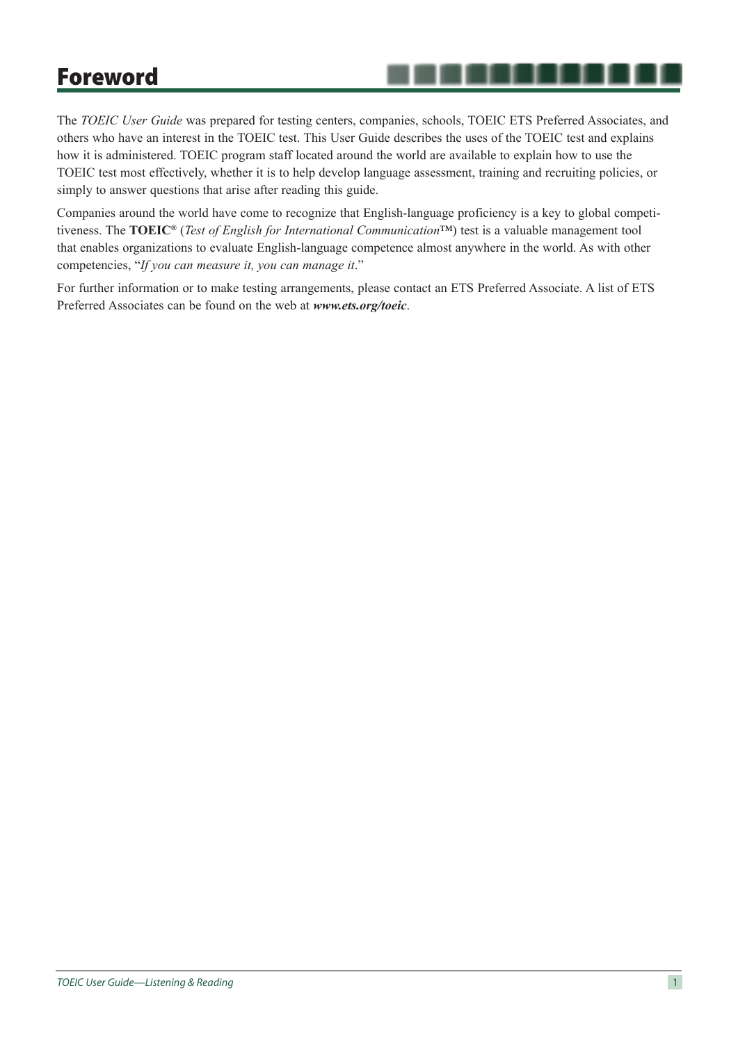# Foreword

The *TOEIC User Guide* was prepared for testing centers, companies, schools, TOEIC ETS Preferred Associates, and others who have an interest in the TOEIC test. This User Guide describes the uses of the TOEIC test and explains how it is administered. TOEIC program staff located around the world are available to explain how to use the TOEIC test most effectively, whether it is to help develop language assessment, training and recruiting policies, or simply to answer questions that arise after reading this guide.

Companies around the world have come to recognize that English-language proficiency is a key to global competitiveness. The **TOEIC®** (*Test of English for International Communication*™) test is a valuable management tool that enables organizations to evaluate English-language competence almost anywhere in the world. As with other competencies, "*If you can measure it, you can manage it*."

For further information or to make testing arrangements, please contact an ETS Preferred Associate. A list of ETS Preferred Associates can be found on the web at ***www.ets.org/toeic***.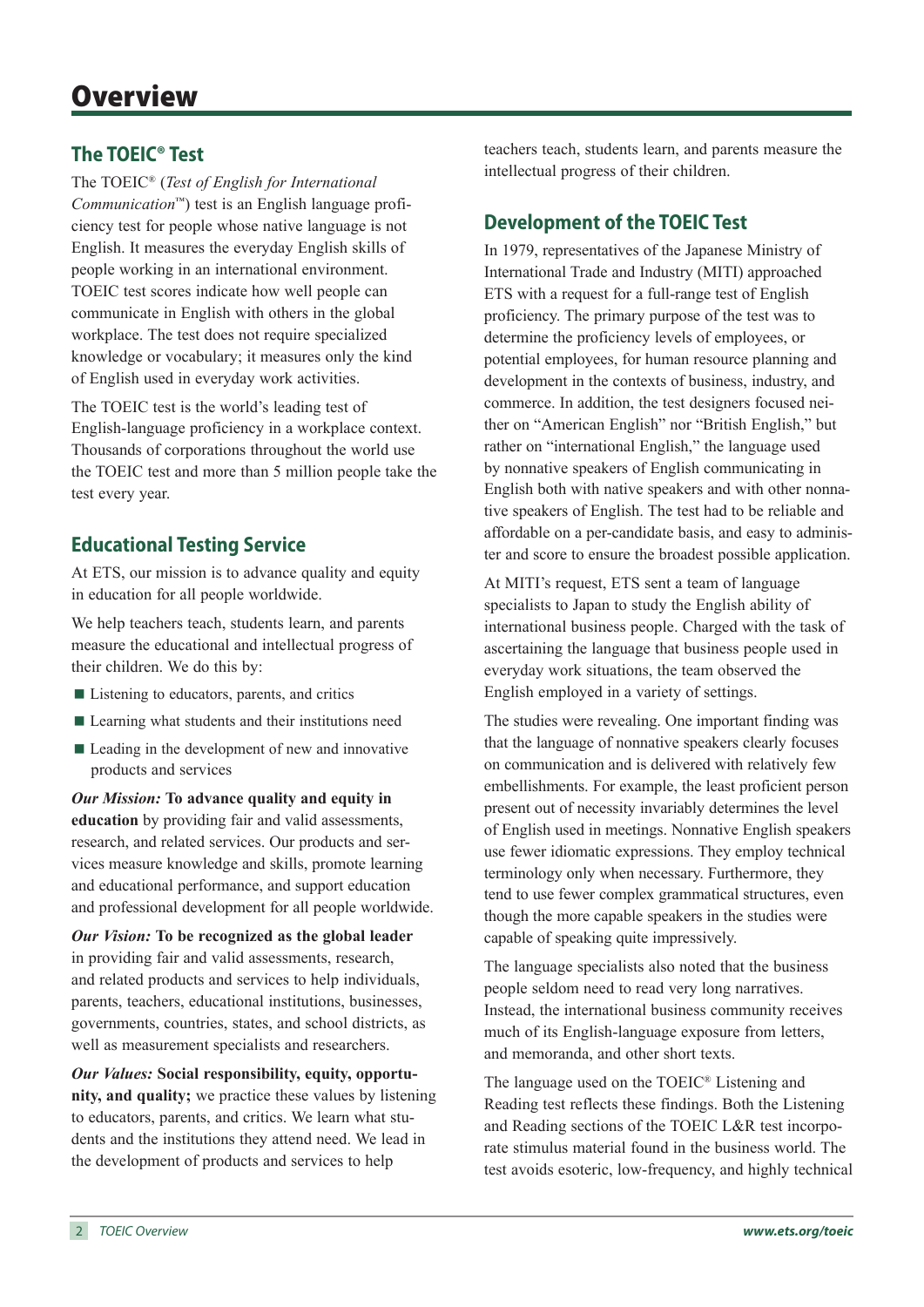# Overview

## The TOEIC® Test

The TOEIC® (*Test of English for International Communication*™) test is an English language proficiency test for people whose native language is not English. It measures the everyday English skills of people working in an international environment. TOEIC test scores indicate how well people can communicate in English with others in the global workplace. The test does not require specialized knowledge or vocabulary; it measures only the kind of English used in everyday work activities.

The TOEIC test is the world's leading test of English-language proficiency in a workplace context. Thousands of corporations throughout the world use the TOEIC test and more than 5 million people take the test every year.

## Educational Testing Service

At ETS, our mission is to advance quality and equity in education for all people worldwide.

We help teachers teach, students learn, and parents measure the educational and intellectual progress of their children. We do this by:

- Listening to educators, parents, and critics
- Learning what students and their institutions need
- Leading in the development of new and innovative products and services

***Our Mission:*** **To advance quality and equity in education** by providing fair and valid assessments, research, and related services. Our products and services measure knowledge and skills, promote learning and educational performance, and support education and professional development for all people worldwide.

***Our Vision:*** **To be recognized as the global leader** in providing fair and valid assessments, research, and related products and services to help individuals, parents, teachers, educational institutions, businesses, governments, countries, states, and school districts, as well as measurement specialists and researchers.

***Our Values:*** **Social responsibility, equity, opportunity, and quality;** we practice these values by listening to educators, parents, and critics. We learn what students and the institutions they attend need. We lead in the development of products and services to help teachers teach, students learn, and parents measure the intellectual progress of their children.

## Development of the TOEIC Test

In 1979, representatives of the Japanese Ministry of International Trade and Industry (MITI) approached ETS with a request for a full-range test of English proficiency. The primary purpose of the test was to determine the proficiency levels of employees, or potential employees, for human resource planning and development in the contexts of business, industry, and commerce. In addition, the test designers focused neither on "American English" nor "British English," but rather on "international English," the language used by nonnative speakers of English communicating in English both with native speakers and with other nonnative speakers of English. The test had to be reliable and affordable on a per-candidate basis, and easy to administer and score to ensure the broadest possible application.

At MITI's request, ETS sent a team of language specialists to Japan to study the English ability of international business people. Charged with the task of ascertaining the language that business people used in everyday work situations, the team observed the English employed in a variety of settings.

The studies were revealing. One important finding was that the language of nonnative speakers clearly focuses on communication and is delivered with relatively few embellishments. For example, the least proficient person present out of necessity invariably determines the level of English used in meetings. Nonnative English speakers use fewer idiomatic expressions. They employ technical terminology only when necessary. Furthermore, they tend to use fewer complex grammatical structures, even though the more capable speakers in the studies were capable of speaking quite impressively.

The language specialists also noted that the business people seldom need to read very long narratives. Instead, the international business community receives much of its English-language exposure from letters, and memoranda, and other short texts.

The language used on the TOEIC® Listening and Reading test reflects these findings. Both the Listening and Reading sections of the TOEIC L&R test incorporate stimulus material found in the business world. The test avoids esoteric, low-frequency, and highly technical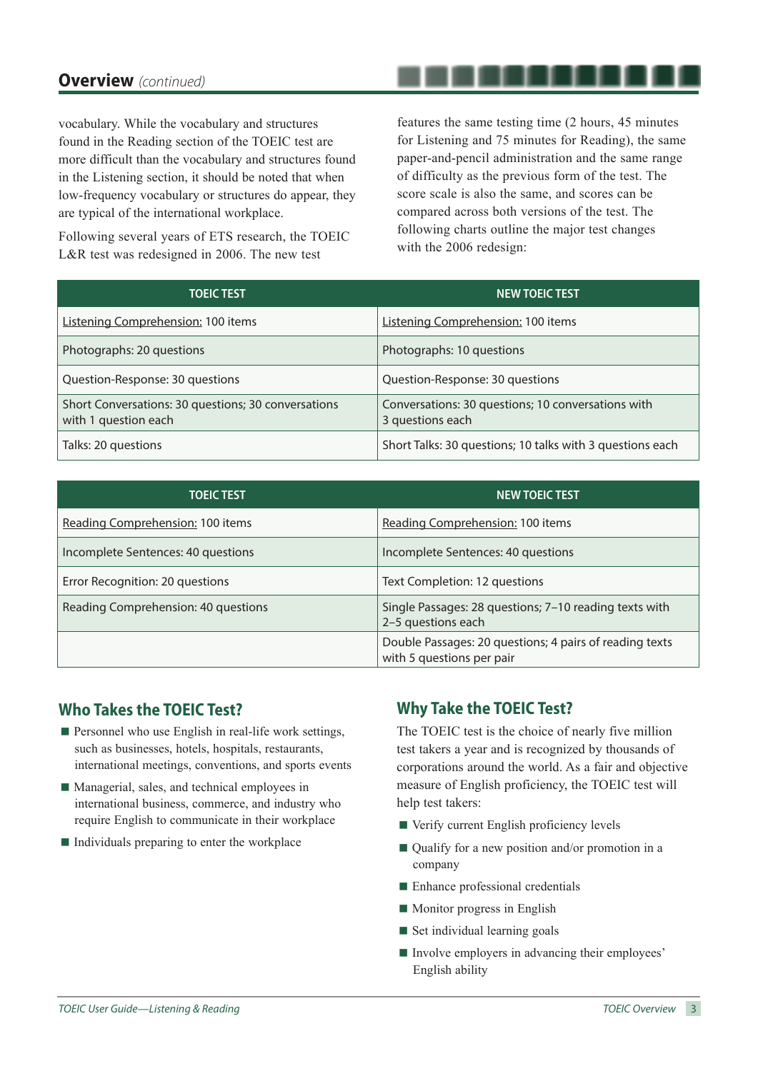## Overview *(continued)*

vocabulary. While the vocabulary and structures found in the Reading section of the TOEIC test are more difficult than the vocabulary and structures found in the Listening section, it should be noted that when low-frequency vocabulary or structures do appear, they are typical of the international workplace.

Following several years of ETS research, the TOEIC L&R test was redesigned in 2006. The new test features the same testing time (2 hours, 45 minutes for Listening and 75 minutes for Reading), the same paper-and-pencil administration and the same range of difficulty as the previous form of the test. The score scale is also the same, and scores can be compared across both versions of the test. The following charts outline the major test changes with the 2006 redesign:

| TOEIC TEST | NEW TOEIC TEST |
|---|---|
| Listening Comprehension: 100 items | Listening Comprehension: 100 items |
| Photographs: 20 questions | Photographs: 10 questions |
| Question-Response: 30 questions | Question-Response: 30 questions |
| Short Conversations: 30 questions; 30 conversations with 1 question each | Conversations: 30 questions; 10 conversations with 3 questions each |
| Talks: 20 questions | Short Talks: 30 questions; 10 talks with 3 questions each |

| TOEIC TEST | NEW TOEIC TEST |
|---|---|
| Reading Comprehension: 100 items | Reading Comprehension: 100 items |
| Incomplete Sentences: 40 questions | Incomplete Sentences: 40 questions |
| Error Recognition: 20 questions | Text Completion: 12 questions |
| Reading Comprehension: 40 questions | Single Passages: 28 questions; 7–10 reading texts with 2–5 questions each |
| | Double Passages: 20 questions; 4 pairs of reading texts with 5 questions per pair |

## Who Takes the TOEIC Test?

- Personnel who use English in real-life work settings, such as businesses, hotels, hospitals, restaurants, international meetings, conventions, and sports events
- Managerial, sales, and technical employees in international business, commerce, and industry who require English to communicate in their workplace
- Individuals preparing to enter the workplace

## Why Take the TOEIC Test?

The TOEIC test is the choice of nearly five million test takers a year and is recognized by thousands of corporations around the world. As a fair and objective measure of English proficiency, the TOEIC test will help test takers:

- Verify current English proficiency levels
- Qualify for a new position and/or promotion in a company
- Enhance professional credentials
- Monitor progress in English
- Set individual learning goals
- Involve employers in advancing their employees' English ability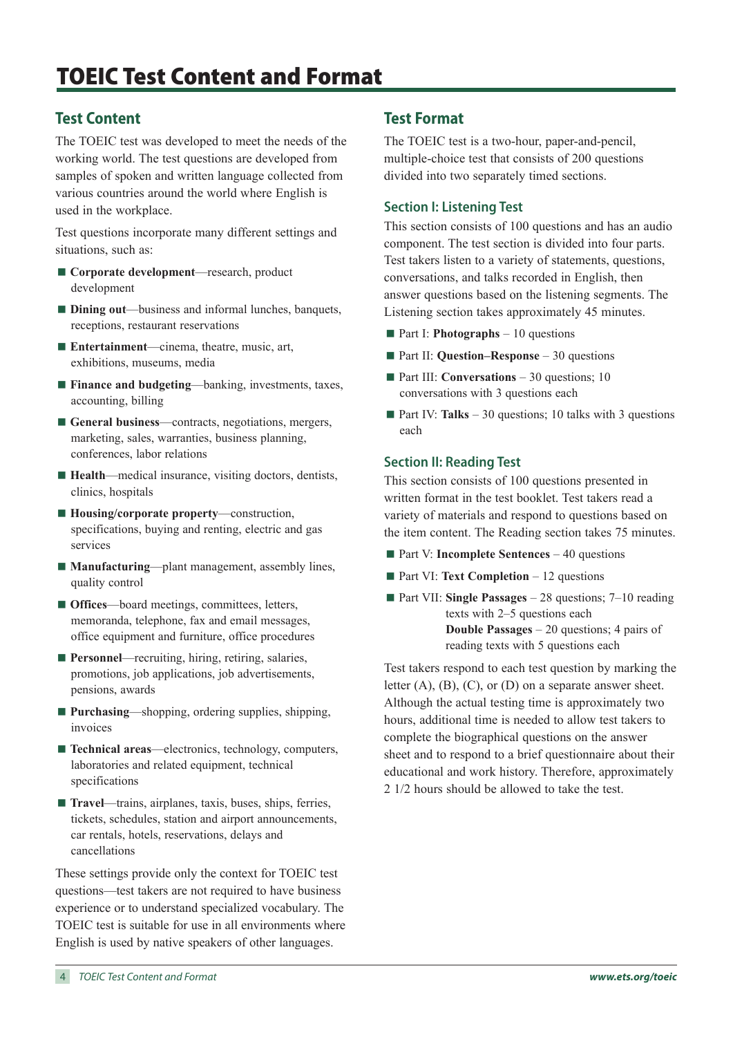# TOEIC Test Content and Format

## Test Content

The TOEIC test was developed to meet the needs of the working world. The test questions are developed from samples of spoken and written language collected from various countries around the world where English is used in the workplace.

Test questions incorporate many different settings and situations, such as:

- **Corporate development**—research, product development
- **Dining out**—business and informal lunches, banquets, receptions, restaurant reservations
- **Entertainment**—cinema, theatre, music, art, exhibitions, museums, media
- **Finance and budgeting**—banking, investments, taxes, accounting, billing
- **General business**—contracts, negotiations, mergers, marketing, sales, warranties, business planning, conferences, labor relations
- **Health**—medical insurance, visiting doctors, dentists, clinics, hospitals
- **Housing/corporate property**—construction, specifications, buying and renting, electric and gas services
- **Manufacturing**—plant management, assembly lines, quality control
- **Offices**—board meetings, committees, letters, memoranda, telephone, fax and email messages, office equipment and furniture, office procedures
- **Personnel**—recruiting, hiring, retiring, salaries, promotions, job applications, job advertisements, pensions, awards
- **Purchasing**—shopping, ordering supplies, shipping, invoices
- **Technical areas**—electronics, technology, computers, laboratories and related equipment, technical specifications
- **Travel**—trains, airplanes, taxis, buses, ships, ferries, tickets, schedules, station and airport announcements, car rentals, hotels, reservations, delays and cancellations

These settings provide only the context for TOEIC test questions—test takers are not required to have business experience or to understand specialized vocabulary. The TOEIC test is suitable for use in all environments where English is used by native speakers of other languages.

## Test Format

The TOEIC test is a two-hour, paper-and-pencil, multiple-choice test that consists of 200 questions divided into two separately timed sections.

### Section I: Listening Test

This section consists of 100 questions and has an audio component. The test section is divided into four parts. Test takers listen to a variety of statements, questions, conversations, and talks recorded in English, then answer questions based on the listening segments. The Listening section takes approximately 45 minutes.

- Part I: **Photographs** – 10 questions
- Part II: **Question–Response** – 30 questions
- Part III: **Conversations** – 30 questions; 10 conversations with 3 questions each
- Part IV: **Talks** – 30 questions; 10 talks with 3 questions each

### Section II: Reading Test

This section consists of 100 questions presented in written format in the test booklet. Test takers read a variety of materials and respond to questions based on the item content. The Reading section takes 75 minutes.

- Part V: **Incomplete Sentences** – 40 questions
- Part VI: **Text Completion** – 12 questions
- Part VII: **Single Passages** – 28 questions; 7–10 reading texts with 2–5 questions each
  **Double Passages** – 20 questions; 4 pairs of reading texts with 5 questions each

Test takers respond to each test question by marking the letter (A), (B), (C), or (D) on a separate answer sheet. Although the actual testing time is approximately two hours, additional time is needed to allow test takers to complete the biographical questions on the answer sheet and to respond to a brief questionnaire about their educational and work history. Therefore, approximately 2 1/2 hours should be allowed to take the test.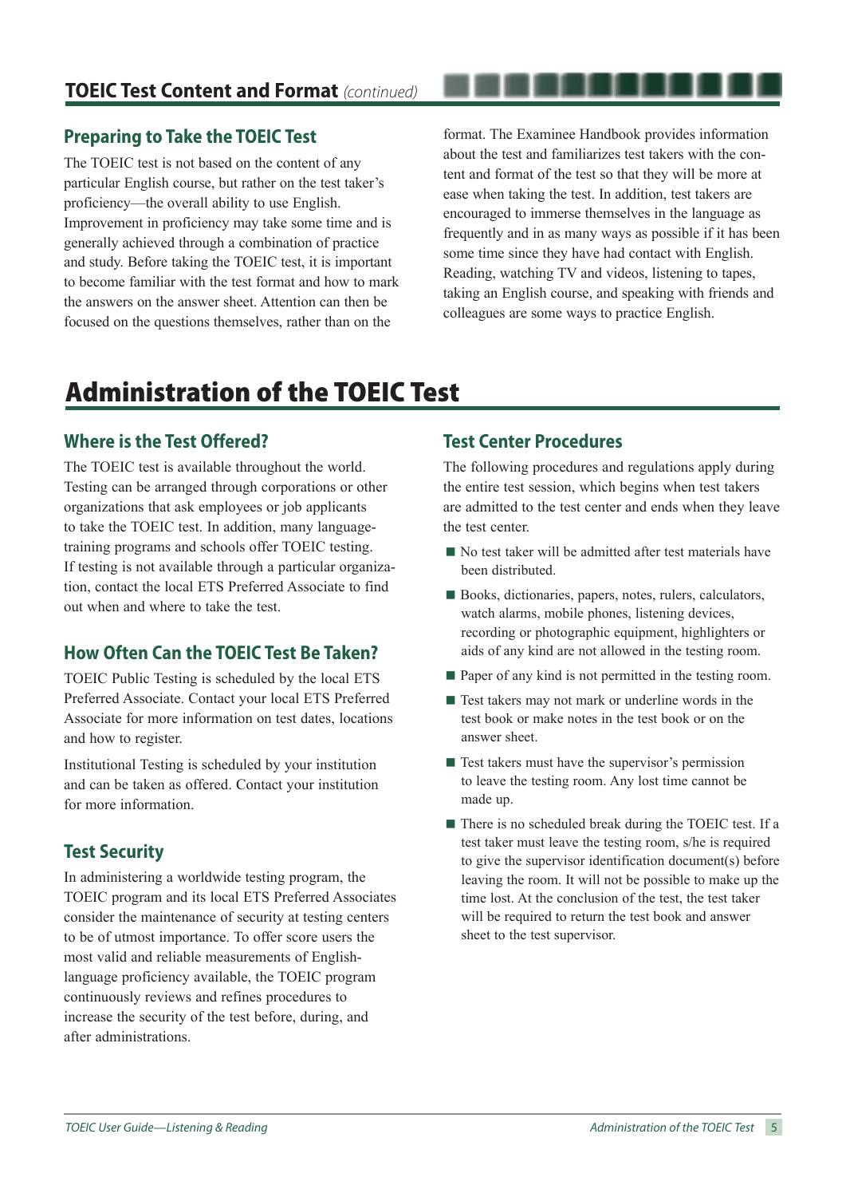## TOEIC Test Content and Format *(continued)*

### Preparing to Take the TOEIC Test

The TOEIC test is not based on the content of any particular English course, but rather on the test taker's proficiency—the overall ability to use English. Improvement in proficiency may take some time and is generally achieved through a combination of practice and study. Before taking the TOEIC test, it is important to become familiar with the test format and how to mark the answers on the answer sheet. Attention can then be focused on the questions themselves, rather than on the format. The Examinee Handbook provides information about the test and familiarizes test takers with the content and format of the test so that they will be more at ease when taking the test. In addition, test takers are encouraged to immerse themselves in the language as frequently and in as many ways as possible if it has been some time since they have had contact with English. Reading, watching TV and videos, listening to tapes, taking an English course, and speaking with friends and colleagues are some ways to practice English.

# Administration of the TOEIC Test

### Where is the Test Offered?

The TOEIC test is available throughout the world. Testing can be arranged through corporations or other organizations that ask employees or job applicants to take the TOEIC test. In addition, many language-training programs and schools offer TOEIC testing. If testing is not available through a particular organization, contact the local ETS Preferred Associate to find out when and where to take the test.

### How Often Can the TOEIC Test Be Taken?

TOEIC Public Testing is scheduled by the local ETS Preferred Associate. Contact your local ETS Preferred Associate for more information on test dates, locations and how to register.

Institutional Testing is scheduled by your institution and can be taken as offered. Contact your institution for more information.

### Test Security

In administering a worldwide testing program, the TOEIC program and its local ETS Preferred Associates consider the maintenance of security at testing centers to be of utmost importance. To offer score users the most valid and reliable measurements of English-language proficiency available, the TOEIC program continuously reviews and refines procedures to increase the security of the test before, during, and after administrations.

### Test Center Procedures

The following procedures and regulations apply during the entire test session, which begins when test takers are admitted to the test center and ends when they leave the test center.

- No test taker will be admitted after test materials have been distributed.
- Books, dictionaries, papers, notes, rulers, calculators, watch alarms, mobile phones, listening devices, recording or photographic equipment, highlighters or aids of any kind are not allowed in the testing room.
- Paper of any kind is not permitted in the testing room.
- Test takers may not mark or underline words in the test book or make notes in the test book or on the answer sheet.
- Test takers must have the supervisor's permission to leave the testing room. Any lost time cannot be made up.
- There is no scheduled break during the TOEIC test. If a test taker must leave the testing room, s/he is required to give the supervisor identification document(s) before leaving the room. It will not be possible to make up the time lost. At the conclusion of the test, the test taker will be required to return the test book and answer sheet to the test supervisor.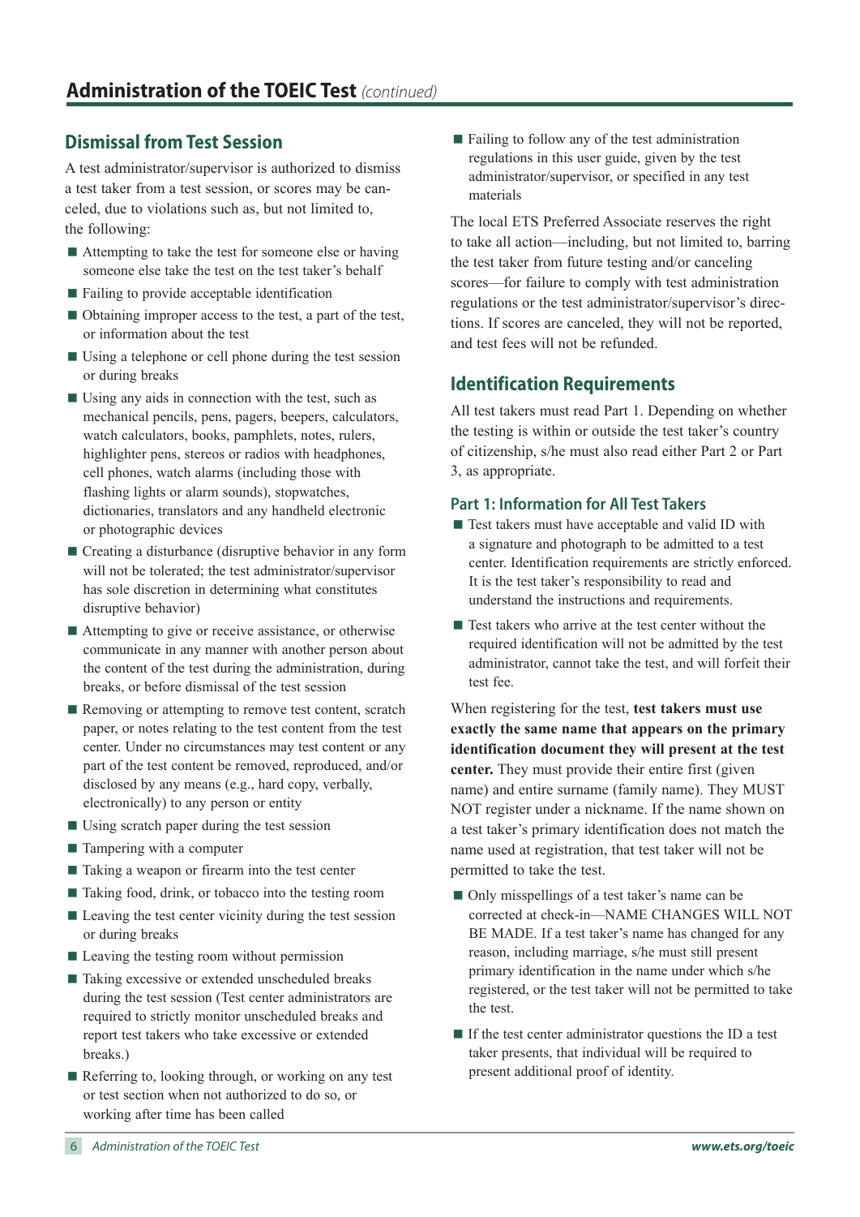## Administration of the TOEIC Test *(continued)*

### Dismissal from Test Session

A test administrator/supervisor is authorized to dismiss a test taker from a test session, or scores may be canceled, due to violations such as, but not limited to, the following:

- Attempting to take the test for someone else or having someone else take the test on the test taker's behalf
- Failing to provide acceptable identification
- Obtaining improper access to the test, a part of the test, or information about the test
- Using a telephone or cell phone during the test session or during breaks
- Using any aids in connection with the test, such as mechanical pencils, pens, pagers, beepers, calculators, watch calculators, books, pamphlets, notes, rulers, highlighter pens, stereos or radios with headphones, cell phones, watch alarms (including those with flashing lights or alarm sounds), stopwatches, dictionaries, translators and any handheld electronic or photographic devices
- Creating a disturbance (disruptive behavior in any form will not be tolerated; the test administrator/supervisor has sole discretion in determining what constitutes disruptive behavior)
- Attempting to give or receive assistance, or otherwise communicate in any manner with another person about the content of the test during the administration, during breaks, or before dismissal of the test session
- Removing or attempting to remove test content, scratch paper, or notes relating to the test content from the test center. Under no circumstances may test content or any part of the test content be removed, reproduced, and/or disclosed by any means (e.g., hard copy, verbally, electronically) to any person or entity
- Using scratch paper during the test session
- Tampering with a computer
- Taking a weapon or firearm into the test center
- Taking food, drink, or tobacco into the testing room
- Leaving the test center vicinity during the test session or during breaks
- Leaving the testing room without permission
- Taking excessive or extended unscheduled breaks during the test session (Test center administrators are required to strictly monitor unscheduled breaks and report test takers who take excessive or extended breaks.)
- Referring to, looking through, or working on any test or test section when not authorized to do so, or working after time has been called
- Failing to follow any of the test administration regulations in this user guide, given by the test administrator/supervisor, or specified in any test materials

The local ETS Preferred Associate reserves the right to take all action—including, but not limited to, barring the test taker from future testing and/or canceling scores—for failure to comply with test administration regulations or the test administrator/supervisor's directions. If scores are canceled, they will not be reported, and test fees will not be refunded.

### Identification Requirements

All test takers must read Part 1. Depending on whether the testing is within or outside the test taker's country of citizenship, s/he must also read either Part 2 or Part 3, as appropriate.

#### Part 1: Information for All Test Takers

- Test takers must have acceptable and valid ID with a signature and photograph to be admitted to a test center. Identification requirements are strictly enforced. It is the test taker's responsibility to read and understand the instructions and requirements.
- Test takers who arrive at the test center without the required identification will not be admitted by the test administrator, cannot take the test, and will forfeit their test fee.

When registering for the test, **test takers must use exactly the same name that appears on the primary identification document they will present at the test center.** They must provide their entire first (given name) and entire surname (family name). They MUST NOT register under a nickname. If the name shown on a test taker's primary identification does not match the name used at registration, that test taker will not be permitted to take the test.

- Only misspellings of a test taker's name can be corrected at check-in—NAME CHANGES WILL NOT BE MADE. If a test taker's name has changed for any reason, including marriage, s/he must still present primary identification in the name under which s/he registered, or the test taker will not be permitted to take the test.
- If the test center administrator questions the ID a test taker presents, that individual will be required to present additional proof of identity.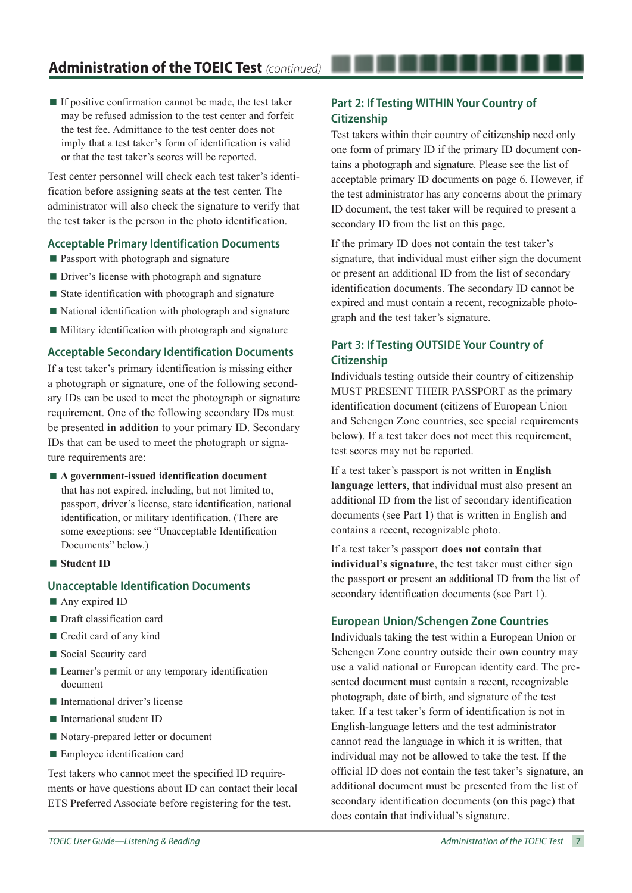## Administration of the TOEIC Test *(continued)*

- If positive confirmation cannot be made, the test taker may be refused admission to the test center and forfeit the test fee. Admittance to the test center does not imply that a test taker's form of identification is valid or that the test taker's scores will be reported.

Test center personnel will check each test taker's identification before assigning seats at the test center. The administrator will also check the signature to verify that the test taker is the person in the photo identification.

### Acceptable Primary Identification Documents

- Passport with photograph and signature
- Driver's license with photograph and signature
- State identification with photograph and signature
- National identification with photograph and signature
- Military identification with photograph and signature

### Acceptable Secondary Identification Documents

If a test taker's primary identification is missing either a photograph or signature, one of the following secondary IDs can be used to meet the photograph or signature requirement. One of the following secondary IDs must be presented **in addition** to your primary ID. Secondary IDs that can be used to meet the photograph or signature requirements are:

- **A government-issued identification document** that has not expired, including, but not limited to, passport, driver's license, state identification, national identification, or military identification. (There are some exceptions: see "Unacceptable Identification Documents" below.)
- **Student ID**

### Unacceptable Identification Documents

- Any expired ID
- Draft classification card
- Credit card of any kind
- Social Security card
- Learner's permit or any temporary identification document
- International driver's license
- International student ID
- Notary-prepared letter or document
- Employee identification card

Test takers who cannot meet the specified ID requirements or have questions about ID can contact their local ETS Preferred Associate before registering for the test.

### Part 2: If Testing WITHIN Your Country of Citizenship

Test takers within their country of citizenship need only one form of primary ID if the primary ID document contains a photograph and signature. Please see the list of acceptable primary ID documents on page 6. However, if the test administrator has any concerns about the primary ID document, the test taker will be required to present a secondary ID from the list on this page.

If the primary ID does not contain the test taker's signature, that individual must either sign the document or present an additional ID from the list of secondary identification documents. The secondary ID cannot be expired and must contain a recent, recognizable photograph and the test taker's signature.

### Part 3: If Testing OUTSIDE Your Country of Citizenship

Individuals testing outside their country of citizenship MUST PRESENT THEIR PASSPORT as the primary identification document (citizens of European Union and Schengen Zone countries, see special requirements below). If a test taker does not meet this requirement, test scores may not be reported.

If a test taker's passport is not written in **English language letters**, that individual must also present an additional ID from the list of secondary identification documents (see Part 1) that is written in English and contains a recent, recognizable photo.

If a test taker's passport **does not contain that individual's signature**, the test taker must either sign the passport or present an additional ID from the list of secondary identification documents (see Part 1).

### European Union/Schengen Zone Countries

Individuals taking the test within a European Union or Schengen Zone country outside their own country may use a valid national or European identity card. The presented document must contain a recent, recognizable photograph, date of birth, and signature of the test taker. If a test taker's form of identification is not in English-language letters and the test administrator cannot read the language in which it is written, that individual may not be allowed to take the test. If the official ID does not contain the test taker's signature, an additional document must be presented from the list of secondary identification documents (on this page) that does contain that individual's signature.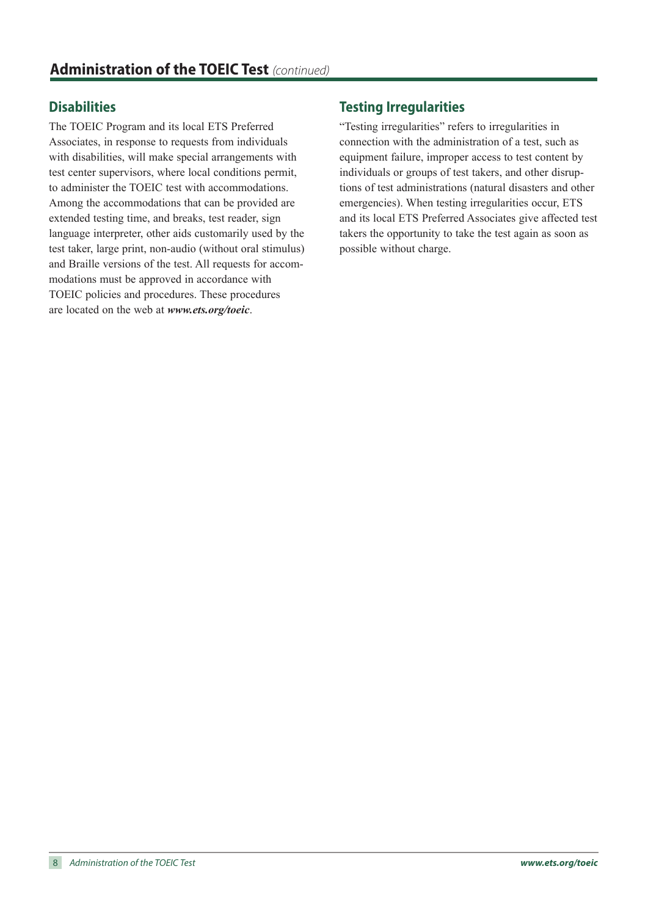## Administration of the TOEIC Test *(continued)*

### Disabilities

The TOEIC Program and its local ETS Preferred Associates, in response to requests from individuals with disabilities, will make special arrangements with test center supervisors, where local conditions permit, to administer the TOEIC test with accommodations. Among the accommodations that can be provided are extended testing time, and breaks, test reader, sign language interpreter, other aids customarily used by the test taker, large print, non-audio (without oral stimulus) and Braille versions of the test. All requests for accommodations must be approved in accordance with TOEIC policies and procedures. These procedures are located on the web at ***www.ets.org/toeic***.

### Testing Irregularities

"Testing irregularities" refers to irregularities in connection with the administration of a test, such as equipment failure, improper access to test content by individuals or groups of test takers, and other disruptions of test administrations (natural disasters and other emergencies). When testing irregularities occur, ETS and its local ETS Preferred Associates give affected test takers the opportunity to take the test again as soon as possible without charge.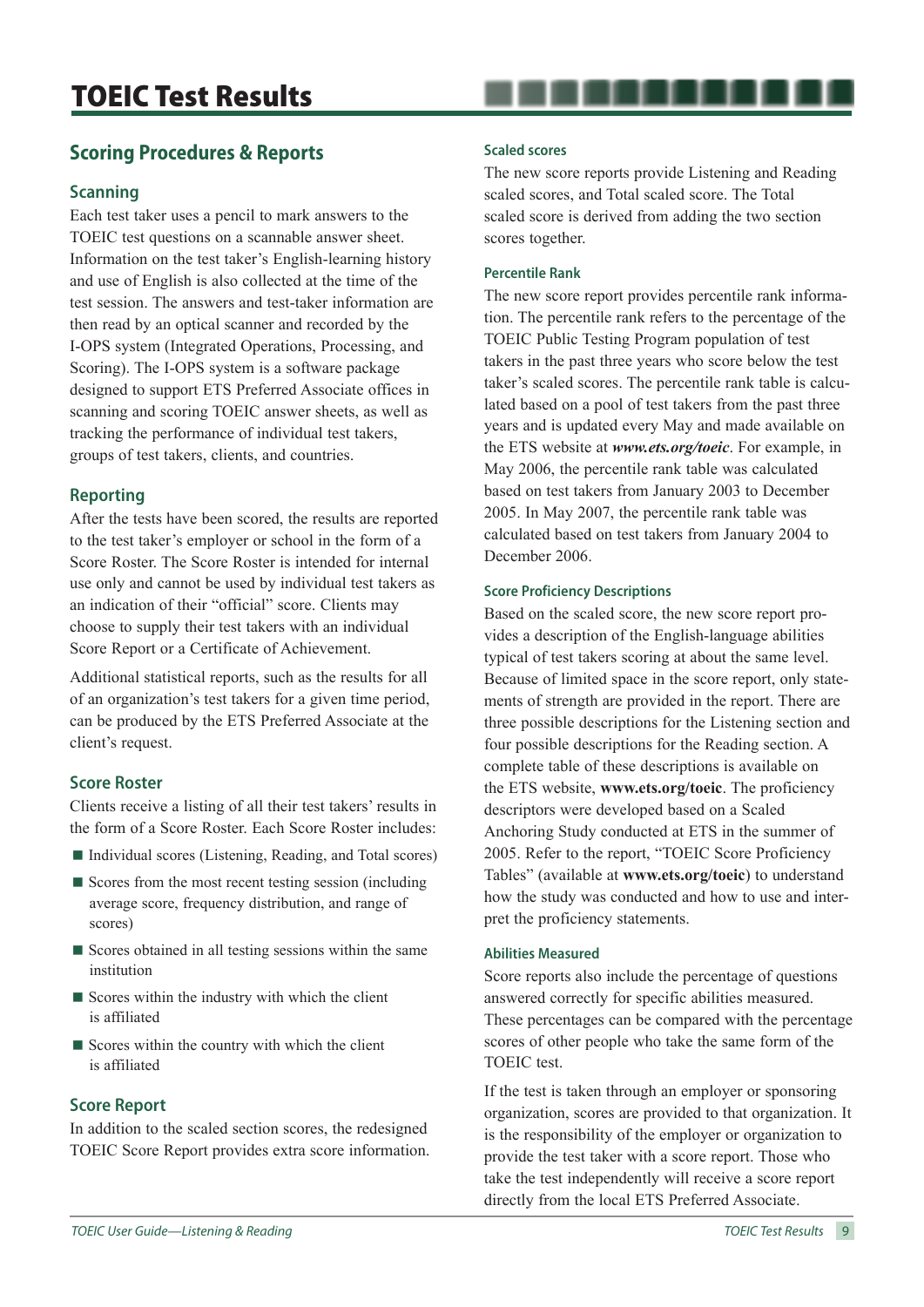# TOEIC Test Results

## Scoring Procedures & Reports

### Scanning

Each test taker uses a pencil to mark answers to the TOEIC test questions on a scannable answer sheet. Information on the test taker's English-learning history and use of English is also collected at the time of the test session. The answers and test-taker information are then read by an optical scanner and recorded by the I-OPS system (Integrated Operations, Processing, and Scoring). The I-OPS system is a software package designed to support ETS Preferred Associate offices in scanning and scoring TOEIC answer sheets, as well as tracking the performance of individual test takers, groups of test takers, clients, and countries.

### Reporting

After the tests have been scored, the results are reported to the test taker's employer or school in the form of a Score Roster. The Score Roster is intended for internal use only and cannot be used by individual test takers as an indication of their "official" score. Clients may choose to supply their test takers with an individual Score Report or a Certificate of Achievement.

Additional statistical reports, such as the results for all of an organization's test takers for a given time period, can be produced by the ETS Preferred Associate at the client's request.

### Score Roster

Clients receive a listing of all their test takers' results in the form of a Score Roster. Each Score Roster includes:

- Individual scores (Listening, Reading, and Total scores)
- Scores from the most recent testing session (including average score, frequency distribution, and range of scores)
- Scores obtained in all testing sessions within the same institution
- Scores within the industry with which the client is affiliated
- Scores within the country with which the client is affiliated

### Score Report

In addition to the scaled section scores, the redesigned TOEIC Score Report provides extra score information.

#### Scaled scores

The new score reports provide Listening and Reading scaled scores, and Total scaled score. The Total scaled score is derived from adding the two section scores together.

#### Percentile Rank

The new score report provides percentile rank information. The percentile rank refers to the percentage of the TOEIC Public Testing Program population of test takers in the past three years who score below the test taker's scaled scores. The percentile rank table is calculated based on a pool of test takers from the past three years and is updated every May and made available on the ETS website at ***www.ets.org/toeic***. For example, in May 2006, the percentile rank table was calculated based on test takers from January 2003 to December 2005. In May 2007, the percentile rank table was calculated based on test takers from January 2004 to December 2006.

#### Score Proficiency Descriptions

Based on the scaled score, the new score report provides a description of the English-language abilities typical of test takers scoring at about the same level. Because of limited space in the score report, only statements of strength are provided in the report. There are three possible descriptions for the Listening section and four possible descriptions for the Reading section. A complete table of these descriptions is available on the ETS website, **www.ets.org/toeic**. The proficiency descriptors were developed based on a Scaled Anchoring Study conducted at ETS in the summer of 2005. Refer to the report, "TOEIC Score Proficiency Tables" (available at **www.ets.org/toeic**) to understand how the study was conducted and how to use and interpret the proficiency statements.

#### Abilities Measured

Score reports also include the percentage of questions answered correctly for specific abilities measured. These percentages can be compared with the percentage scores of other people who take the same form of the TOEIC test.

If the test is taken through an employer or sponsoring organization, scores are provided to that organization. It is the responsibility of the employer or organization to provide the test taker with a score report. Those who take the test independently will receive a score report directly from the local ETS Preferred Associate.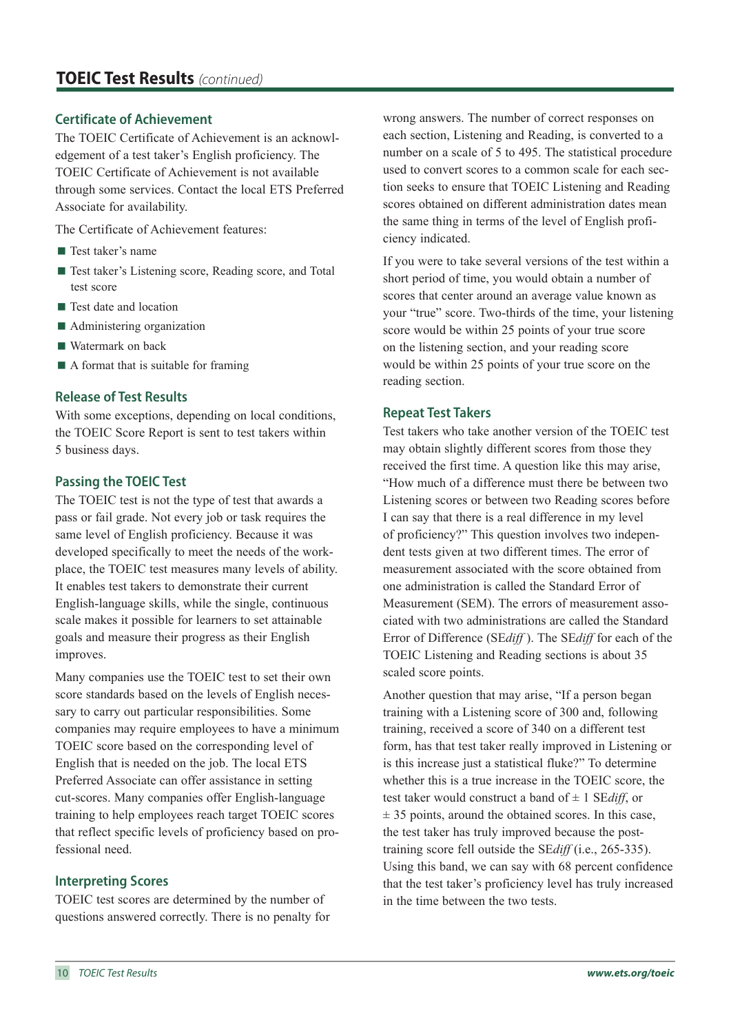## TOEIC Test Results *(continued)*

### Certificate of Achievement

The TOEIC Certificate of Achievement is an acknowledgement of a test taker's English proficiency. The TOEIC Certificate of Achievement is not available through some services. Contact the local ETS Preferred Associate for availability.

The Certificate of Achievement features:

- Test taker's name
- Test taker's Listening score, Reading score, and Total test score
- Test date and location
- Administering organization
- Watermark on back
- A format that is suitable for framing

### Release of Test Results

With some exceptions, depending on local conditions, the TOEIC Score Report is sent to test takers within 5 business days.

### Passing the TOEIC Test

The TOEIC test is not the type of test that awards a pass or fail grade. Not every job or task requires the same level of English proficiency. Because it was developed specifically to meet the needs of the workplace, the TOEIC test measures many levels of ability. It enables test takers to demonstrate their current English-language skills, while the single, continuous scale makes it possible for learners to set attainable goals and measure their progress as their English improves.

Many companies use the TOEIC test to set their own score standards based on the levels of English necessary to carry out particular responsibilities. Some companies may require employees to have a minimum TOEIC score based on the corresponding level of English that is needed on the job. The local ETS Preferred Associate can offer assistance in setting cut-scores. Many companies offer English-language training to help employees reach target TOEIC scores that reflect specific levels of proficiency based on professional need.

### Interpreting Scores

TOEIC test scores are determined by the number of questions answered correctly. There is no penalty for wrong answers. The number of correct responses on each section, Listening and Reading, is converted to a number on a scale of 5 to 495. The statistical procedure used to convert scores to a common scale for each section seeks to ensure that TOEIC Listening and Reading scores obtained on different administration dates mean the same thing in terms of the level of English proficiency indicated.

If you were to take several versions of the test within a short period of time, you would obtain a number of scores that center around an average value known as your "true" score. Two-thirds of the time, your listening score would be within 25 points of your true score on the listening section, and your reading score would be within 25 points of your true score on the reading section.

### Repeat Test Takers

Test takers who take another version of the TOEIC test may obtain slightly different scores from those they received the first time. A question like this may arise, "How much of a difference must there be between two Listening scores or between two Reading scores before I can say that there is a real difference in my level of proficiency?" This question involves two independent tests given at two different times. The error of measurement associated with the score obtained from one administration is called the Standard Error of Measurement (SEM). The errors of measurement associated with two administrations are called the Standard Error of Difference (SE*diff*). The SE*diff* for each of the TOEIC Listening and Reading sections is about 35 scaled score points.

Another question that may arise, "If a person began training with a Listening score of 300 and, following training, received a score of 340 on a different test form, has that test taker really improved in Listening or is this increase just a statistical fluke?" To determine whether this is a true increase in the TOEIC score, the test taker would construct a band of ± 1 SE*diff*, or ± 35 points, around the obtained scores. In this case, the test taker has truly improved because the post-training score fell outside the SE*diff* (i.e., 265-335). Using this band, we can say with 68 percent confidence that the test taker's proficiency level has truly increased in the time between the two tests.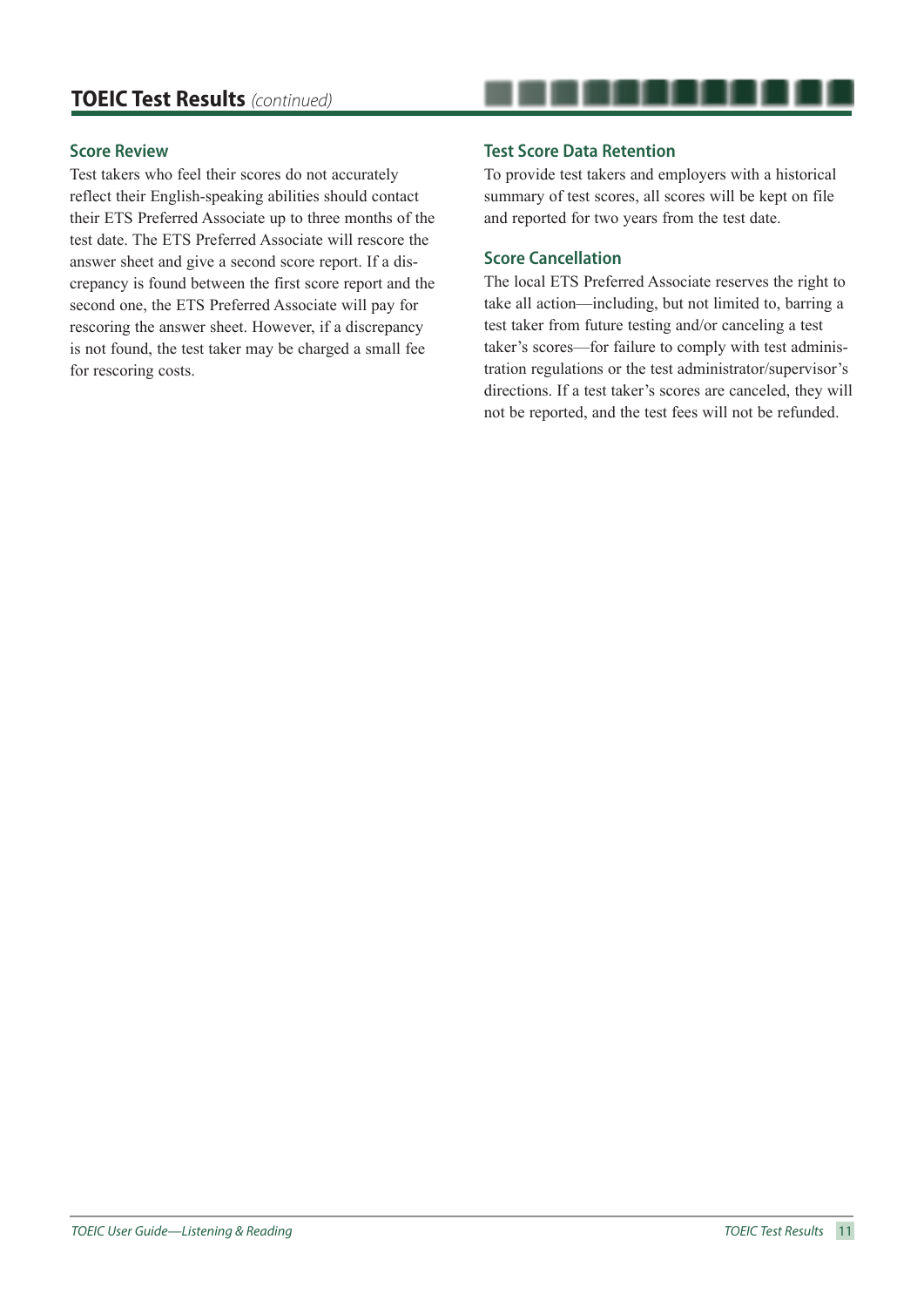## TOEIC Test Results *(continued)*

### Score Review

Test takers who feel their scores do not accurately reflect their English-speaking abilities should contact their ETS Preferred Associate up to three months of the test date. The ETS Preferred Associate will rescore the answer sheet and give a second score report. If a discrepancy is found between the first score report and the second one, the ETS Preferred Associate will pay for rescoring the answer sheet. However, if a discrepancy is not found, the test taker may be charged a small fee for rescoring costs.

### Test Score Data Retention

To provide test takers and employers with a historical summary of test scores, all scores will be kept on file and reported for two years from the test date.

### Score Cancellation

The local ETS Preferred Associate reserves the right to take all action—including, but not limited to, barring a test taker from future testing and/or canceling a test taker's scores—for failure to comply with test administration regulations or the test administrator/supervisor's directions. If a test taker's scores are canceled, they will not be reported, and the test fees will not be refunded.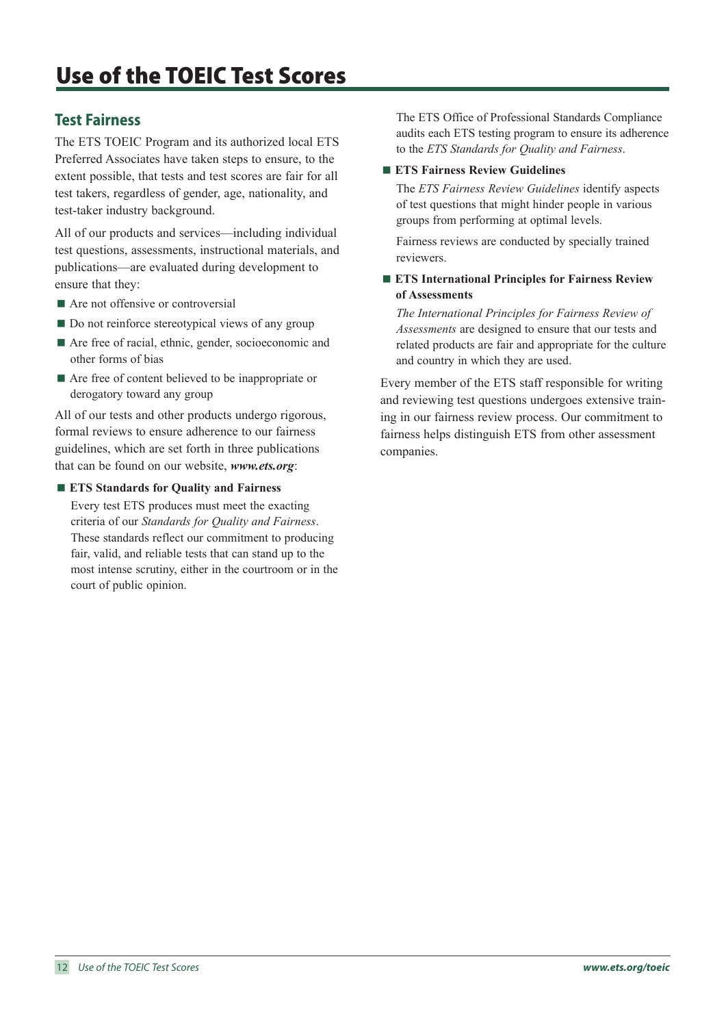# Use of the TOEIC Test Scores

## Test Fairness

The ETS TOEIC Program and its authorized local ETS Preferred Associates have taken steps to ensure, to the extent possible, that tests and test scores are fair for all test takers, regardless of gender, age, nationality, and test-taker industry background.

All of our products and services—including individual test questions, assessments, instructional materials, and publications—are evaluated during development to ensure that they:

- Are not offensive or controversial
- Do not reinforce stereotypical views of any group
- Are free of racial, ethnic, gender, socioeconomic and other forms of bias
- Are free of content believed to be inappropriate or derogatory toward any group

All of our tests and other products undergo rigorous, formal reviews to ensure adherence to our fairness guidelines, which are set forth in three publications that can be found on our website, ***www.ets.org***:

- **ETS Standards for Quality and Fairness**

  Every test ETS produces must meet the exacting criteria of our *Standards for Quality and Fairness*. These standards reflect our commitment to producing fair, valid, and reliable tests that can stand up to the most intense scrutiny, either in the courtroom or in the court of public opinion.

  The ETS Office of Professional Standards Compliance audits each ETS testing program to ensure its adherence to the *ETS Standards for Quality and Fairness*.

- **ETS Fairness Review Guidelines**

  The *ETS Fairness Review Guidelines* identify aspects of test questions that might hinder people in various groups from performing at optimal levels.

  Fairness reviews are conducted by specially trained reviewers.

- **ETS International Principles for Fairness Review of Assessments**

  *The International Principles for Fairness Review of Assessments* are designed to ensure that our tests and related products are fair and appropriate for the culture and country in which they are used.

Every member of the ETS staff responsible for writing and reviewing test questions undergoes extensive training in our fairness review process. Our commitment to fairness helps distinguish ETS from other assessment companies.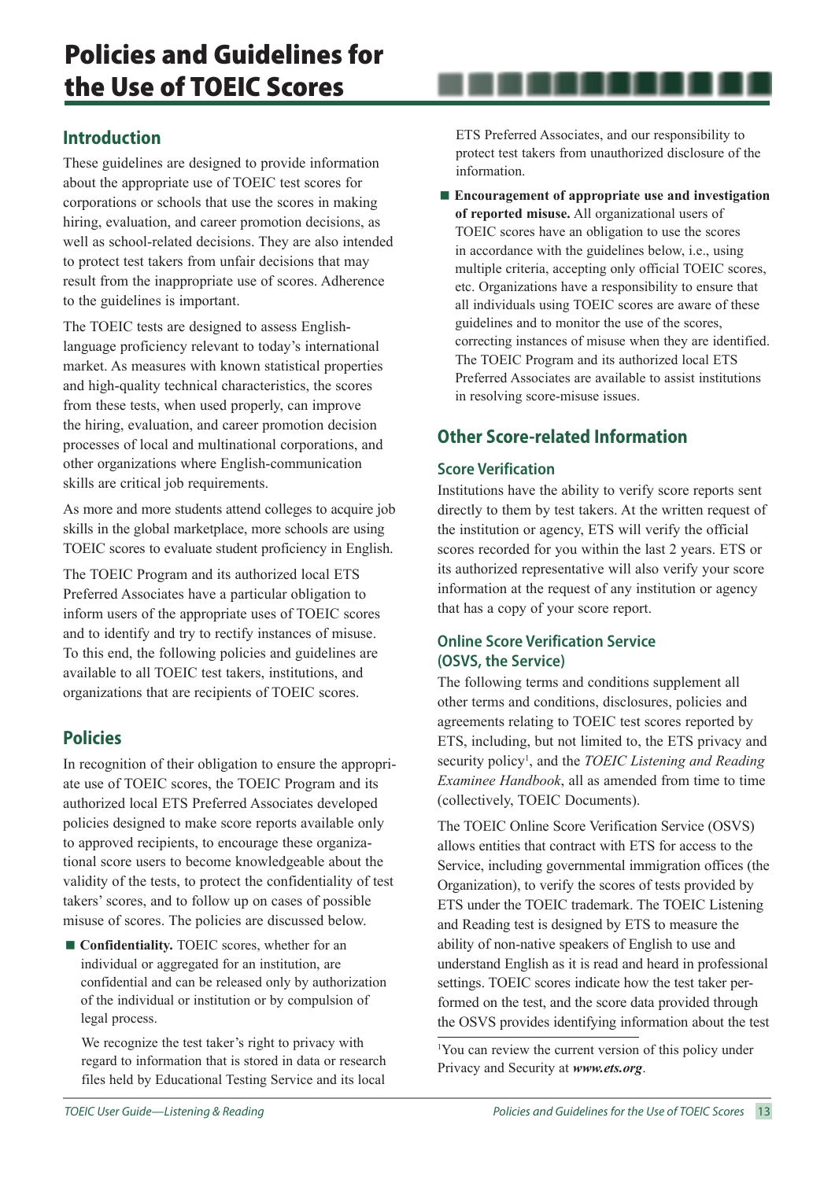# Policies and Guidelines for the Use of TOEIC Scores

## Introduction

These guidelines are designed to provide information about the appropriate use of TOEIC test scores for corporations or schools that use the scores in making hiring, evaluation, and career promotion decisions, as well as school-related decisions. They are also intended to protect test takers from unfair decisions that may result from the inappropriate use of scores. Adherence to the guidelines is important.

The TOEIC tests are designed to assess English-language proficiency relevant to today's international market. As measures with known statistical properties and high-quality technical characteristics, the scores from these tests, when used properly, can improve the hiring, evaluation, and career promotion decision processes of local and multinational corporations, and other organizations where English-communication skills are critical job requirements.

As more and more students attend colleges to acquire job skills in the global marketplace, more schools are using TOEIC scores to evaluate student proficiency in English.

The TOEIC Program and its authorized local ETS Preferred Associates have a particular obligation to inform users of the appropriate uses of TOEIC scores and to identify and try to rectify instances of misuse. To this end, the following policies and guidelines are available to all TOEIC test takers, institutions, and organizations that are recipients of TOEIC scores.

## Policies

In recognition of their obligation to ensure the appropriate use of TOEIC scores, the TOEIC Program and its authorized local ETS Preferred Associates developed policies designed to make score reports available only to approved recipients, to encourage these organizational score users to become knowledgeable about the validity of the tests, to protect the confidentiality of test takers' scores, and to follow up on cases of possible misuse of scores. The policies are discussed below.

- **Confidentiality.** TOEIC scores, whether for an individual or aggregated for an institution, are confidential and can be released only by authorization of the individual or institution or by compulsion of legal process.

  We recognize the test taker's right to privacy with regard to information that is stored in data or research files held by Educational Testing Service and its local ETS Preferred Associates, and our responsibility to protect test takers from unauthorized disclosure of the information.

- **Encouragement of appropriate use and investigation of reported misuse.** All organizational users of TOEIC scores have an obligation to use the scores in accordance with the guidelines below, i.e., using multiple criteria, accepting only official TOEIC scores, etc. Organizations have a responsibility to ensure that all individuals using TOEIC scores are aware of these guidelines and to monitor the use of the scores, correcting instances of misuse when they are identified. The TOEIC Program and its authorized local ETS Preferred Associates are available to assist institutions in resolving score-misuse issues.

## Other Score-related Information

### Score Verification

Institutions have the ability to verify score reports sent directly to them by test takers. At the written request of the institution or agency, ETS will verify the official scores recorded for you within the last 2 years. ETS or its authorized representative will also verify your score information at the request of any institution or agency that has a copy of your score report.

### Online Score Verification Service (OSVS, the Service)

The following terms and conditions supplement all other terms and conditions, disclosures, policies and agreements relating to TOEIC test scores reported by ETS, including, but not limited to, the ETS privacy and security policy[1], and the *TOEIC Listening and Reading Examinee Handbook*, all as amended from time to time (collectively, TOEIC Documents).

The TOEIC Online Score Verification Service (OSVS) allows entities that contract with ETS for access to the Service, including governmental immigration offices (the Organization), to verify the scores of tests provided by ETS under the TOEIC trademark. The TOEIC Listening and Reading test is designed by ETS to measure the ability of non-native speakers of English to use and understand English as it is read and heard in professional settings. TOEIC scores indicate how the test taker performed on the test, and the score data provided through the OSVS provides identifying information about the test

[1] You can review the current version of this policy under Privacy and Security at ***www.ets.org***.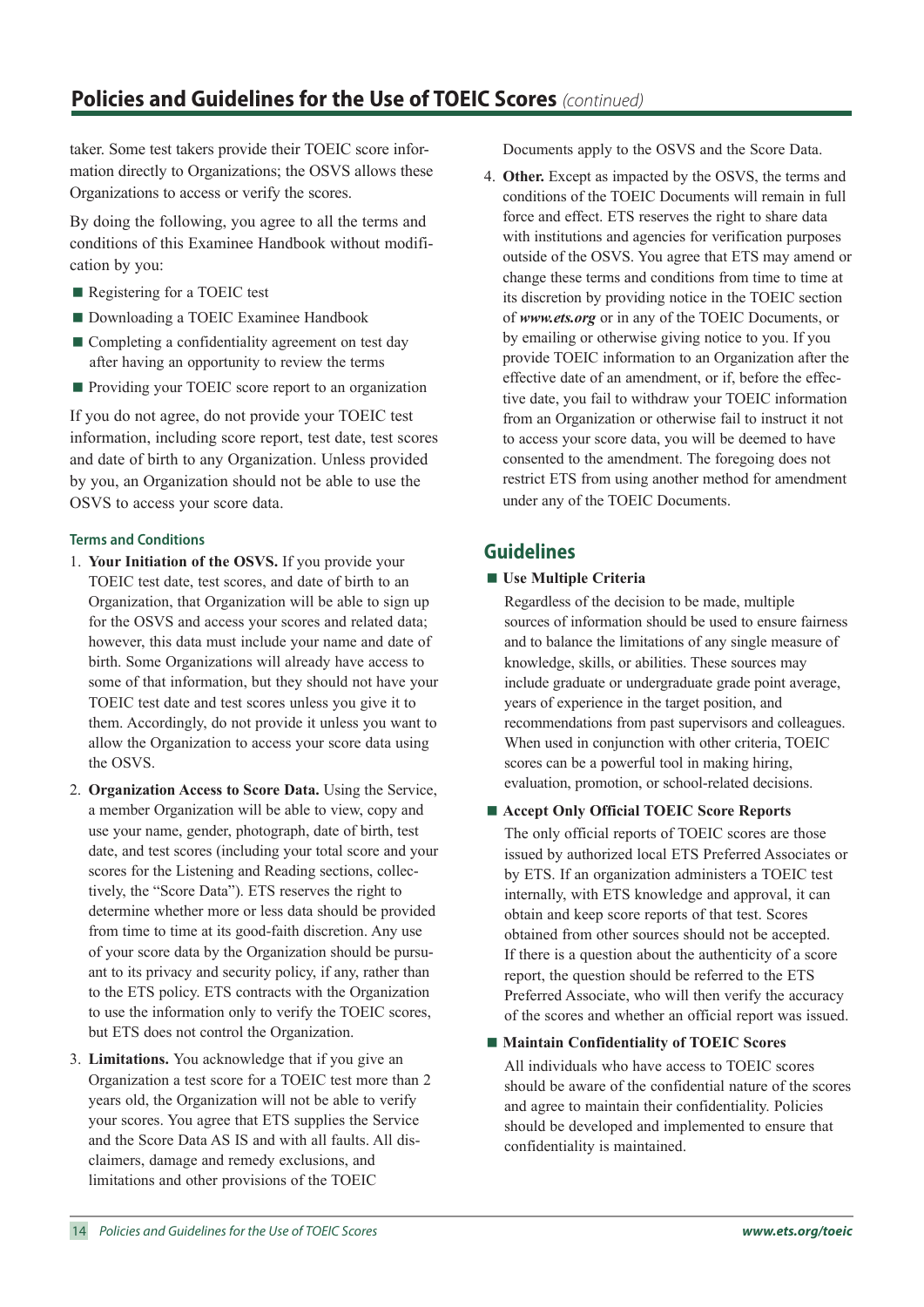taker. Some test takers provide their TOEIC score information directly to Organizations; the OSVS allows these Organizations to access or verify the scores.

By doing the following, you agree to all the terms and conditions of this Examinee Handbook without modification by you:

- Registering for a TOEIC test
- Downloading a TOEIC Examinee Handbook
- Completing a confidentiality agreement on test day after having an opportunity to review the terms
- Providing your TOEIC score report to an organization

If you do not agree, do not provide your TOEIC test information, including score report, test date, test scores and date of birth to any Organization. Unless provided by you, an Organization should not be able to use the OSVS to access your score data.

### Terms and Conditions

1. **Your Initiation of the OSVS.** If you provide your TOEIC test date, test scores, and date of birth to an Organization, that Organization will be able to sign up for the OSVS and access your scores and related data; however, this data must include your name and date of birth. Some Organizations will already have access to some of that information, but they should not have your TOEIC test date and test scores unless you give it to them. Accordingly, do not provide it unless you want to allow the Organization to access your score data using the OSVS.
2. **Organization Access to Score Data.** Using the Service, a member Organization will be able to view, copy and use your name, gender, photograph, date of birth, test date, and test scores (including your total score and your scores for the Listening and Reading sections, collectively, the "Score Data"). ETS reserves the right to determine whether more or less data should be provided from time to time at its good-faith discretion. Any use of your score data by the Organization should be pursuant to its privacy and security policy, if any, rather than to the ETS policy. ETS contracts with the Organization to use the information only to verify the TOEIC scores, but ETS does not control the Organization.
3. **Limitations.** You acknowledge that if you give an Organization a test score for a TOEIC test more than 2 years old, the Organization will not be able to verify your scores. You agree that ETS supplies the Service and the Score Data AS IS and with all faults. All disclaimers, damage and remedy exclusions, and limitations and other provisions of the TOEIC Documents apply to the OSVS and the Score Data.
4. **Other.** Except as impacted by the OSVS, the terms and conditions of the TOEIC Documents will remain in full force and effect. ETS reserves the right to share data with institutions and agencies for verification purposes outside of the OSVS. You agree that ETS may amend or change these terms and conditions from time to time at its discretion by providing notice in the TOEIC section of ***www.ets.org*** or in any of the TOEIC Documents, or by emailing or otherwise giving notice to you. If you provide TOEIC information to an Organization after the effective date of an amendment, or if, before the effective date, you fail to withdraw your TOEIC information from an Organization or otherwise fail to instruct it not to access your score data, you will be deemed to have consented to the amendment. The foregoing does not restrict ETS from using another method for amendment under any of the TOEIC Documents.

## Guidelines

- **Use Multiple Criteria**

  Regardless of the decision to be made, multiple sources of information should be used to ensure fairness and to balance the limitations of any single measure of knowledge, skills, or abilities. These sources may include graduate or undergraduate grade point average, years of experience in the target position, and recommendations from past supervisors and colleagues. When used in conjunction with other criteria, TOEIC scores can be a powerful tool in making hiring, evaluation, promotion, or school-related decisions.

- **Accept Only Official TOEIC Score Reports**

  The only official reports of TOEIC scores are those issued by authorized local ETS Preferred Associates or by ETS. If an organization administers a TOEIC test internally, with ETS knowledge and approval, it can obtain and keep score reports of that test. Scores obtained from other sources should not be accepted. If there is a question about the authenticity of a score report, the question should be referred to the ETS Preferred Associate, who will then verify the accuracy of the scores and whether an official report was issued.

- **Maintain Confidentiality of TOEIC Scores**

  All individuals who have access to TOEIC scores should be aware of the confidential nature of the scores and agree to maintain their confidentiality. Policies should be developed and implemented to ensure that confidentiality is maintained.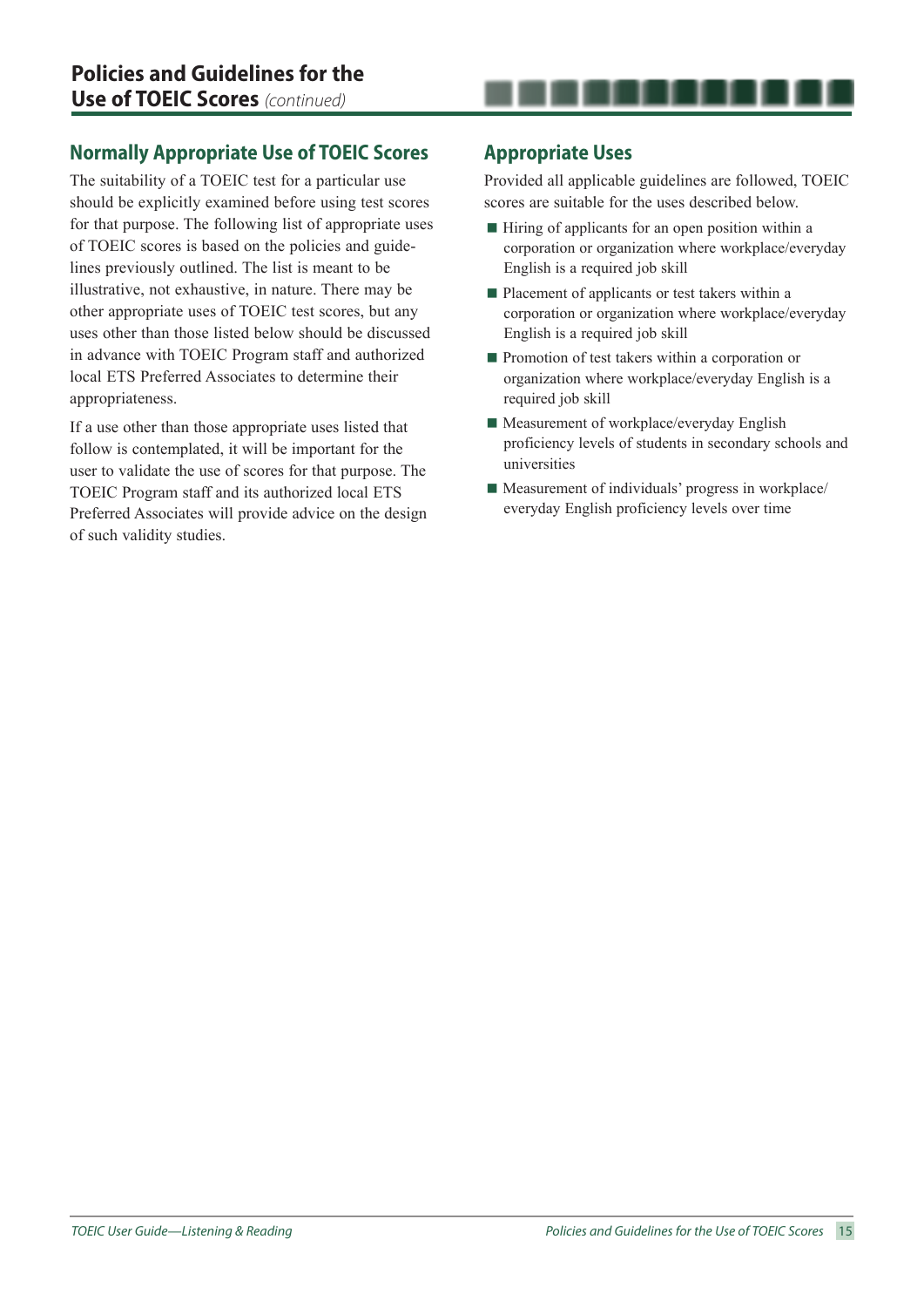# Policies and Guidelines for the Use of TOEIC Scores *(continued)*

## Normally Appropriate Use of TOEIC Scores

The suitability of a TOEIC test for a particular use should be explicitly examined before using test scores for that purpose. The following list of appropriate uses of TOEIC scores is based on the policies and guidelines previously outlined. The list is meant to be illustrative, not exhaustive, in nature. There may be other appropriate uses of TOEIC test scores, but any uses other than those listed below should be discussed in advance with TOEIC Program staff and authorized local ETS Preferred Associates to determine their appropriateness.

If a use other than those appropriate uses listed that follow is contemplated, it will be important for the user to validate the use of scores for that purpose. The TOEIC Program staff and its authorized local ETS Preferred Associates will provide advice on the design of such validity studies.

## Appropriate Uses

Provided all applicable guidelines are followed, TOEIC scores are suitable for the uses described below.

- Hiring of applicants for an open position within a corporation or organization where workplace/everyday English is a required job skill
- Placement of applicants or test takers within a corporation or organization where workplace/everyday English is a required job skill
- Promotion of test takers within a corporation or organization where workplace/everyday English is a required job skill
- Measurement of workplace/everyday English proficiency levels of students in secondary schools and universities
- Measurement of individuals' progress in workplace/everyday English proficiency levels over time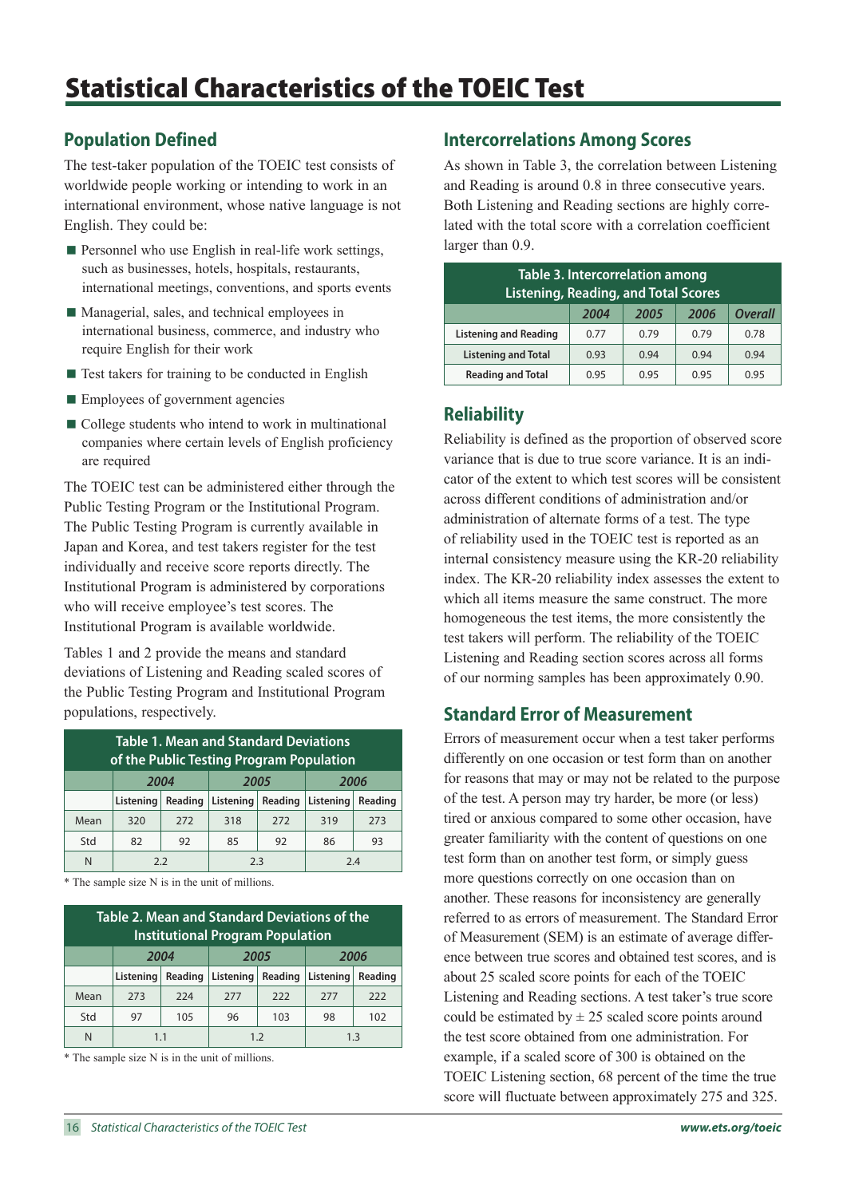# Statistical Characteristics of the TOEIC Test

## Population Defined

The test-taker population of the TOEIC test consists of worldwide people working or intending to work in an international environment, whose native language is not English. They could be:

- Personnel who use English in real-life work settings, such as businesses, hotels, hospitals, restaurants, international meetings, conventions, and sports events
- Managerial, sales, and technical employees in international business, commerce, and industry who require English for their work
- Test takers for training to be conducted in English
- Employees of government agencies
- College students who intend to work in multinational companies where certain levels of English proficiency are required

The TOEIC test can be administered either through the Public Testing Program or the Institutional Program. The Public Testing Program is currently available in Japan and Korea, and test takers register for the test individually and receive score reports directly. The Institutional Program is administered by corporations who will receive employee's test scores. The Institutional Program is available worldwide.

Tables 1 and 2 provide the means and standard deviations of Listening and Reading scaled scores of the Public Testing Program and Institutional Program populations, respectively.

**Table 1. Mean and Standard Deviations of the Public Testing Program Population**

| | 2004 | | 2005 | | 2006 | |
|---|---|---|---|---|---|---|
| | Listening | Reading | Listening | Reading | Listening | Reading |
| Mean | 320 | 272 | 318 | 272 | 319 | 273 |
| Std | 82 | 92 | 85 | 92 | 86 | 93 |
| N | 2.2 | | 2.3 | | 2.4 | |

* The sample size N is in the unit of millions.

**Table 2. Mean and Standard Deviations of the Institutional Program Population**

| | 2004 | | 2005 | | 2006 | |
|---|---|---|---|---|---|---|
| | Listening | Reading | Listening | Reading | Listening | Reading |
| Mean | 273 | 224 | 277 | 222 | 277 | 222 |
| Std | 97 | 105 | 96 | 103 | 98 | 102 |
| N | 1.1 | | 1.2 | | 1.3 | |

* The sample size N is in the unit of millions.

## Intercorrelations Among Scores

As shown in Table 3, the correlation between Listening and Reading is around 0.8 in three consecutive years. Both Listening and Reading sections are highly correlated with the total score with a correlation coefficient larger than 0.9.

**Table 3. Intercorrelation among Listening, Reading, and Total Scores**

| | 2004 | 2005 | 2006 | Overall |
|---|---|---|---|---|
| Listening and Reading | 0.77 | 0.79 | 0.79 | 0.78 |
| Listening and Total | 0.93 | 0.94 | 0.94 | 0.94 |
| Reading and Total | 0.95 | 0.95 | 0.95 | 0.95 |

## Reliability

Reliability is defined as the proportion of observed score variance that is due to true score variance. It is an indicator of the extent to which test scores will be consistent across different conditions of administration and/or administration of alternate forms of a test. The type of reliability used in the TOEIC test is reported as an internal consistency measure using the KR-20 reliability index. The KR-20 reliability index assesses the extent to which all items measure the same construct. The more homogeneous the test items, the more consistently the test takers will perform. The reliability of the TOEIC Listening and Reading section scores across all forms of our norming samples has been approximately 0.90.

## Standard Error of Measurement

Errors of measurement occur when a test taker performs differently on one occasion or test form than on another for reasons that may or may not be related to the purpose of the test. A person may try harder, be more (or less) tired or anxious compared to some other occasion, have greater familiarity with the content of questions on one test form than on another test form, or simply guess more questions correctly on one occasion than on another. These reasons for inconsistency are generally referred to as errors of measurement. The Standard Error of Measurement (SEM) is an estimate of average difference between true scores and obtained test scores, and is about 25 scaled score points for each of the TOEIC Listening and Reading sections. A test taker's true score could be estimated by ± 25 scaled score points around the test score obtained from one administration. For example, if a scaled score of 300 is obtained on the TOEIC Listening section, 68 percent of the time the true score will fluctuate between approximately 275 and 325.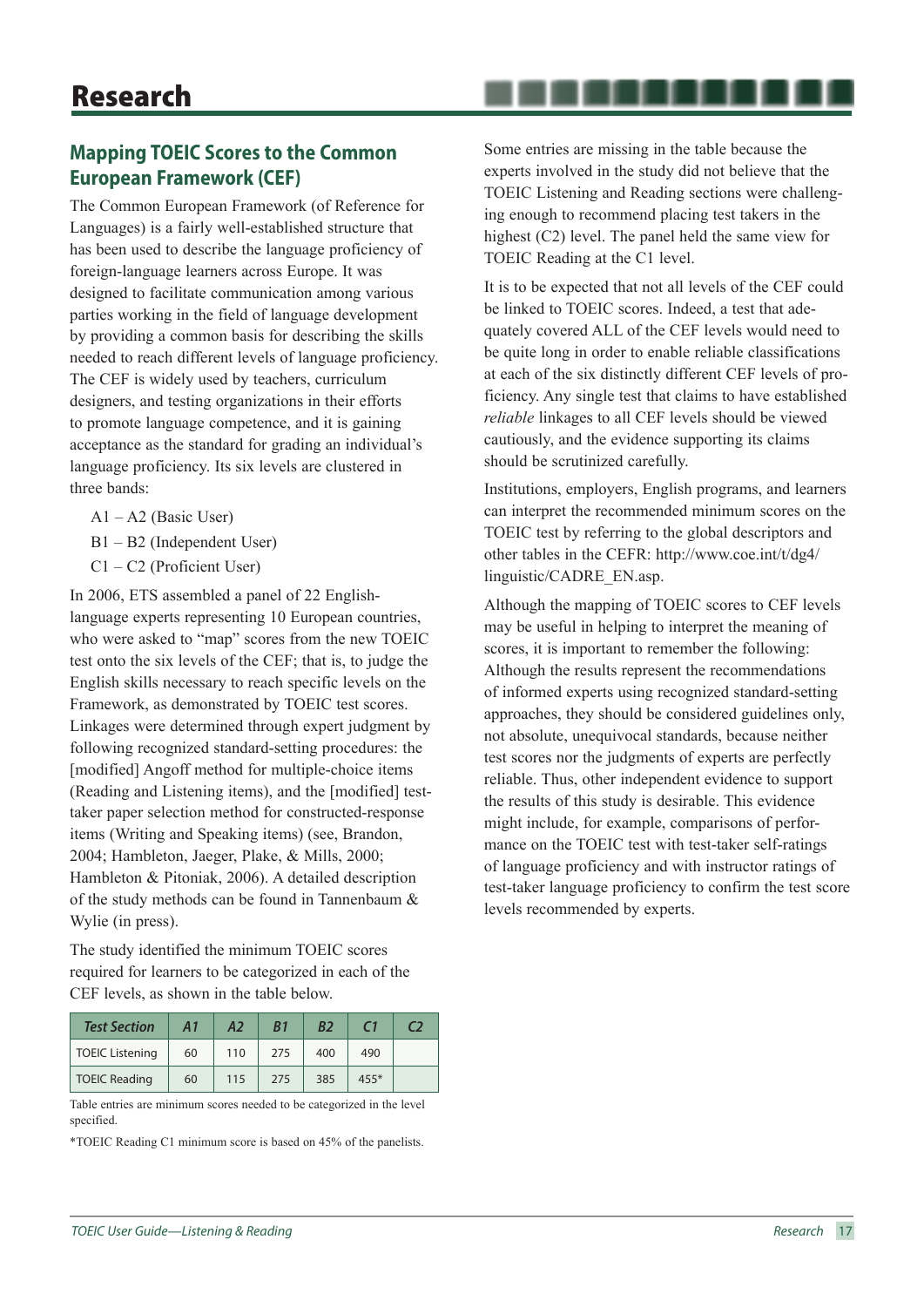# Research

## Mapping TOEIC Scores to the Common European Framework (CEF)

The Common European Framework (of Reference for Languages) is a fairly well-established structure that has been used to describe the language proficiency of foreign-language learners across Europe. It was designed to facilitate communication among various parties working in the field of language development by providing a common basis for describing the skills needed to reach different levels of language proficiency. The CEF is widely used by teachers, curriculum designers, and testing organizations in their efforts to promote language competence, and it is gaining acceptance as the standard for grading an individual's language proficiency. Its six levels are clustered in three bands:

A1 – A2 (Basic User)
B1 – B2 (Independent User)
C1 – C2 (Proficient User)

In 2006, ETS assembled a panel of 22 English-language experts representing 10 European countries, who were asked to "map" scores from the new TOEIC test onto the six levels of the CEF; that is, to judge the English skills necessary to reach specific levels on the Framework, as demonstrated by TOEIC test scores. Linkages were determined through expert judgment by following recognized standard-setting procedures: the [modified] Angoff method for multiple-choice items (Reading and Listening items), and the [modified] test-taker paper selection method for constructed-response items (Writing and Speaking items) (see, Brandon, 2004; Hambleton, Jaeger, Plake, & Mills, 2000; Hambleton & Pitoniak, 2006). A detailed description of the study methods can be found in Tannenbaum & Wylie (in press).

The study identified the minimum TOEIC scores required for learners to be categorized in each of the CEF levels, as shown in the table below.

| Test Section | A1 | A2 | B1 | B2 | C1 | C2 |
|---|---|---|---|---|---|---|
| TOEIC Listening | 60 | 110 | 275 | 400 | 490 | |
| TOEIC Reading | 60 | 115 | 275 | 385 | 455* | |

Table entries are minimum scores needed to be categorized in the level specified.

*TOEIC Reading C1 minimum score is based on 45% of the panelists.

Some entries are missing in the table because the experts involved in the study did not believe that the TOEIC Listening and Reading sections were challenging enough to recommend placing test takers in the highest (C2) level. The panel held the same view for TOEIC Reading at the C1 level.

It is to be expected that not all levels of the CEF could be linked to TOEIC scores. Indeed, a test that adequately covered ALL of the CEF levels would need to be quite long in order to enable reliable classifications at each of the six distinctly different CEF levels of proficiency. Any single test that claims to have established *reliable* linkages to all CEF levels should be viewed cautiously, and the evidence supporting its claims should be scrutinized carefully.

Institutions, employers, English programs, and learners can interpret the recommended minimum scores on the TOEIC test by referring to the global descriptors and other tables in the CEFR: http://www.coe.int/t/dg4/linguistic/CADRE_EN.asp.

Although the mapping of TOEIC scores to CEF levels may be useful in helping to interpret the meaning of scores, it is important to remember the following: Although the results represent the recommendations of informed experts using recognized standard-setting approaches, they should be considered guidelines only, not absolute, unequivocal standards, because neither test scores nor the judgments of experts are perfectly reliable. Thus, other independent evidence to support the results of this study is desirable. This evidence might include, for example, comparisons of performance on the TOEIC test with test-taker self-ratings of language proficiency and with instructor ratings of test-taker language proficiency to confirm the test score levels recommended by experts.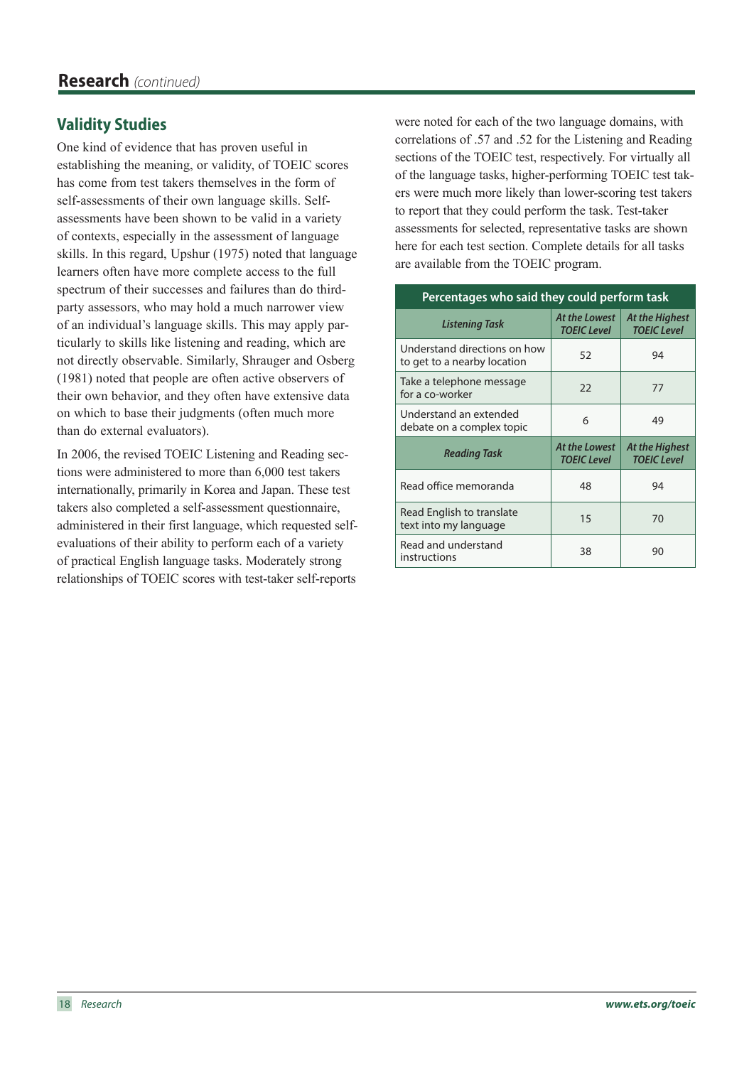## Research *(continued)*

### Validity Studies

One kind of evidence that has proven useful in establishing the meaning, or validity, of TOEIC scores has come from test takers themselves in the form of self-assessments of their own language skills. Self-assessments have been shown to be valid in a variety of contexts, especially in the assessment of language skills. In this regard, Upshur (1975) noted that language learners often have more complete access to the full spectrum of their successes and failures than do third-party assessors, who may hold a much narrower view of an individual's language skills. This may apply particularly to skills like listening and reading, which are not directly observable. Similarly, Shrauger and Osberg (1981) noted that people are often active observers of their own behavior, and they often have extensive data on which to base their judgments (often much more than do external evaluators).

In 2006, the revised TOEIC Listening and Reading sections were administered to more than 6,000 test takers internationally, primarily in Korea and Japan. These test takers also completed a self-assessment questionnaire, administered in their first language, which requested self-evaluations of their ability to perform each of a variety of practical English language tasks. Moderately strong relationships of TOEIC scores with test-taker self-reports were noted for each of the two language domains, with correlations of .57 and .52 for the Listening and Reading sections of the TOEIC test, respectively. For virtually all of the language tasks, higher-performing TOEIC test takers were much more likely than lower-scoring test takers to report that they could perform the task. Test-taker assessments for selected, representative tasks are shown here for each test section. Complete details for all tasks are available from the TOEIC program.

**Percentages who said they could perform task**

| *Listening Task* | *At the Lowest TOEIC Level* | *At the Highest TOEIC Level* |
|---|---|---|
| Understand directions on how to get to a nearby location | 52 | 94 |
| Take a telephone message for a co-worker | 22 | 77 |
| Understand an extended debate on a complex topic | 6 | 49 |
| ***Reading Task*** | ***At the Lowest TOEIC Level*** | ***At the Highest TOEIC Level*** |
| Read office memoranda | 48 | 94 |
| Read English to translate text into my language | 15 | 70 |
| Read and understand instructions | 38 | 90 |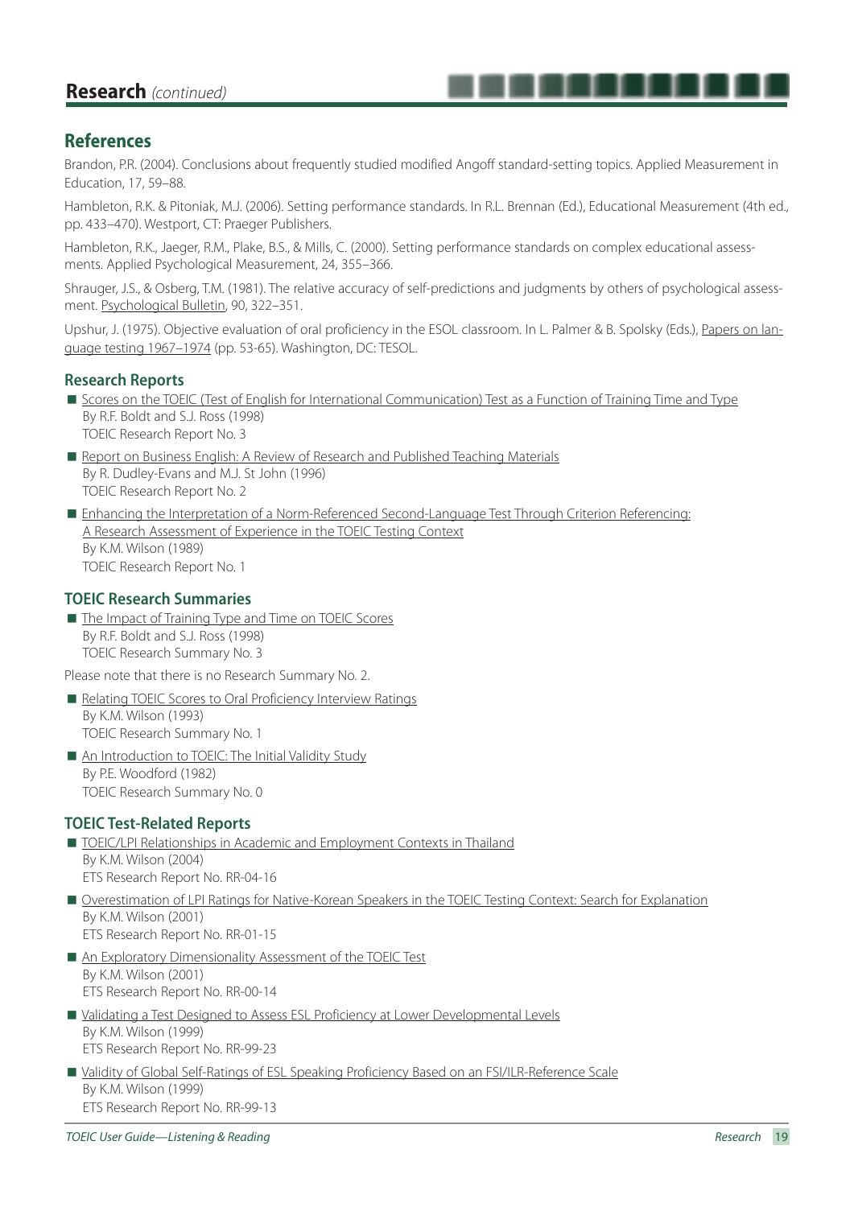## Research *(continued)*

### References

Brandon, P.R. (2004). Conclusions about frequently studied modified Angoff standard-setting topics. Applied Measurement in Education, 17, 59–88.

Hambleton, R.K. & Pitoniak, M.J. (2006). Setting performance standards. In R.L. Brennan (Ed.), Educational Measurement (4th ed., pp. 433–470). Westport, CT: Praeger Publishers.

Hambleton, R.K., Jaeger, R.M., Plake, B.S., & Mills, C. (2000). Setting performance standards on complex educational assessments. Applied Psychological Measurement, 24, 355–366.

Shrauger, J.S., & Osberg, T.M. (1981). The relative accuracy of self-predictions and judgments by others of psychological assessment. Psychological Bulletin, 90, 322–351.

Upshur, J. (1975). Objective evaluation of oral proficiency in the ESOL classroom. In L. Palmer & B. Spolsky (Eds.), Papers on language testing 1967–1974 (pp. 53-65). Washington, DC: TESOL.

### Research Reports

- Scores on the TOEIC (Test of English for International Communication) Test as a Function of Training Time and Type
  By R.F. Boldt and S.J. Ross (1998)
  TOEIC Research Report No. 3
- Report on Business English: A Review of Research and Published Teaching Materials
  By R. Dudley-Evans and M.J. St John (1996)
  TOEIC Research Report No. 2
- Enhancing the Interpretation of a Norm-Referenced Second-Language Test Through Criterion Referencing: A Research Assessment of Experience in the TOEIC Testing Context
  By K.M. Wilson (1989)
  TOEIC Research Report No. 1

### TOEIC Research Summaries

- The Impact of Training Type and Time on TOEIC Scores
  By R.F. Boldt and S.J. Ross (1998)
  TOEIC Research Summary No. 3

Please note that there is no Research Summary No. 2.

- Relating TOEIC Scores to Oral Proficiency Interview Ratings
  By K.M. Wilson (1993)
  TOEIC Research Summary No. 1
- An Introduction to TOEIC: The Initial Validity Study
  By P.E. Woodford (1982)
  TOEIC Research Summary No. 0

### TOEIC Test-Related Reports

- TOEIC/LPI Relationships in Academic and Employment Contexts in Thailand
  By K.M. Wilson (2004)
  ETS Research Report No. RR-04-16
- Overestimation of LPI Ratings for Native-Korean Speakers in the TOEIC Testing Context: Search for Explanation
  By K.M. Wilson (2001)
  ETS Research Report No. RR-01-15
- An Exploratory Dimensionality Assessment of the TOEIC Test
  By K.M. Wilson (2001)
  ETS Research Report No. RR-00-14
- Validating a Test Designed to Assess ESL Proficiency at Lower Developmental Levels
  By K.M. Wilson (1999)
  ETS Research Report No. RR-99-23
- Validity of Global Self-Ratings of ESL Speaking Proficiency Based on an FSI/ILR-Reference Scale
  By K.M. Wilson (1999)
  ETS Research Report No. RR-99-13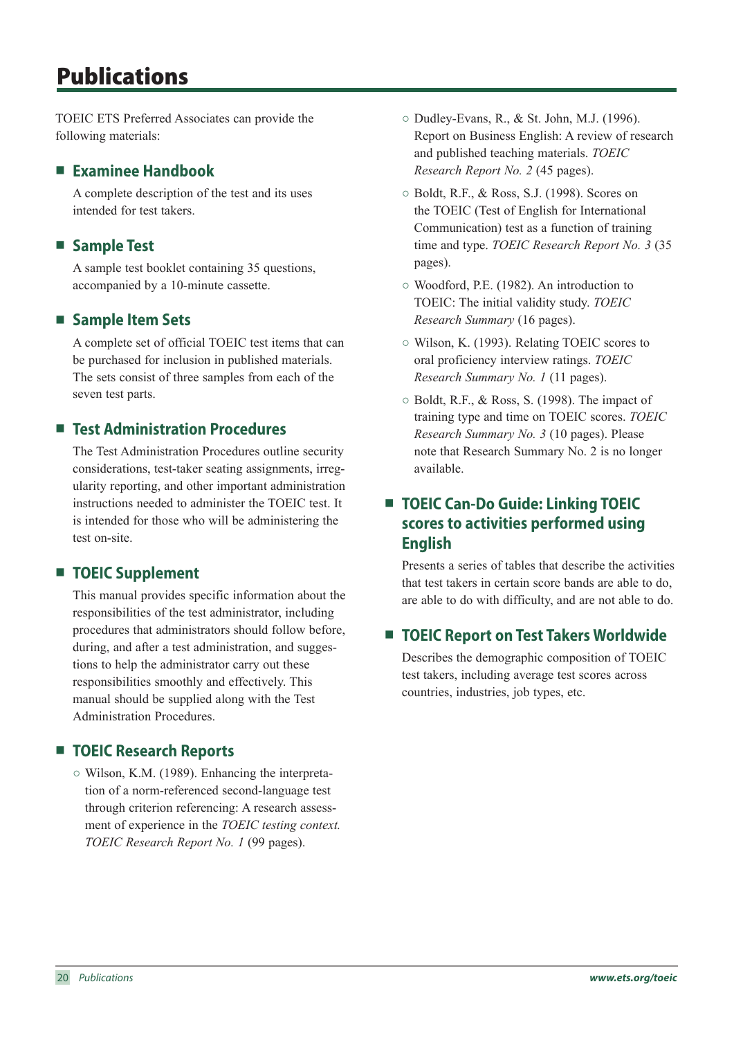# Publications

TOEIC ETS Preferred Associates can provide the following materials:

## Examinee Handbook

A complete description of the test and its uses intended for test takers.

## Sample Test

A sample test booklet containing 35 questions, accompanied by a 10-minute cassette.

## Sample Item Sets

A complete set of official TOEIC test items that can be purchased for inclusion in published materials. The sets consist of three samples from each of the seven test parts.

## Test Administration Procedures

The Test Administration Procedures outline security considerations, test-taker seating assignments, irregularity reporting, and other important administration instructions needed to administer the TOEIC test. It is intended for those who will be administering the test on-site.

## TOEIC Supplement

This manual provides specific information about the responsibilities of the test administrator, including procedures that administrators should follow before, during, and after a test administration, and suggestions to help the administrator carry out these responsibilities smoothly and effectively. This manual should be supplied along with the Test Administration Procedures.

## TOEIC Research Reports

- Wilson, K.M. (1989). Enhancing the interpretation of a norm-referenced second-language test through criterion referencing: A research assessment of experience in the *TOEIC testing context. TOEIC Research Report No. 1* (99 pages).
- Dudley-Evans, R., & St. John, M.J. (1996). Report on Business English: A review of research and published teaching materials. *TOEIC Research Report No. 2* (45 pages).
- Boldt, R.F., & Ross, S.J. (1998). Scores on the TOEIC (Test of English for International Communication) test as a function of training time and type. *TOEIC Research Report No. 3* (35 pages).
- Woodford, P.E. (1982). An introduction to TOEIC: The initial validity study. *TOEIC Research Summary* (16 pages).
- Wilson, K. (1993). Relating TOEIC scores to oral proficiency interview ratings. *TOEIC Research Summary No. 1* (11 pages).
- Boldt, R.F., & Ross, S. (1998). The impact of training type and time on TOEIC scores. *TOEIC Research Summary No. 3* (10 pages). Please note that Research Summary No. 2 is no longer available.

## TOEIC Can-Do Guide: Linking TOEIC scores to activities performed using English

Presents a series of tables that describe the activities that test takers in certain score bands are able to do, are able to do with difficulty, and are not able to do.

## TOEIC Report on Test Takers Worldwide

Describes the demographic composition of TOEIC test takers, including average test scores across countries, industries, job types, etc.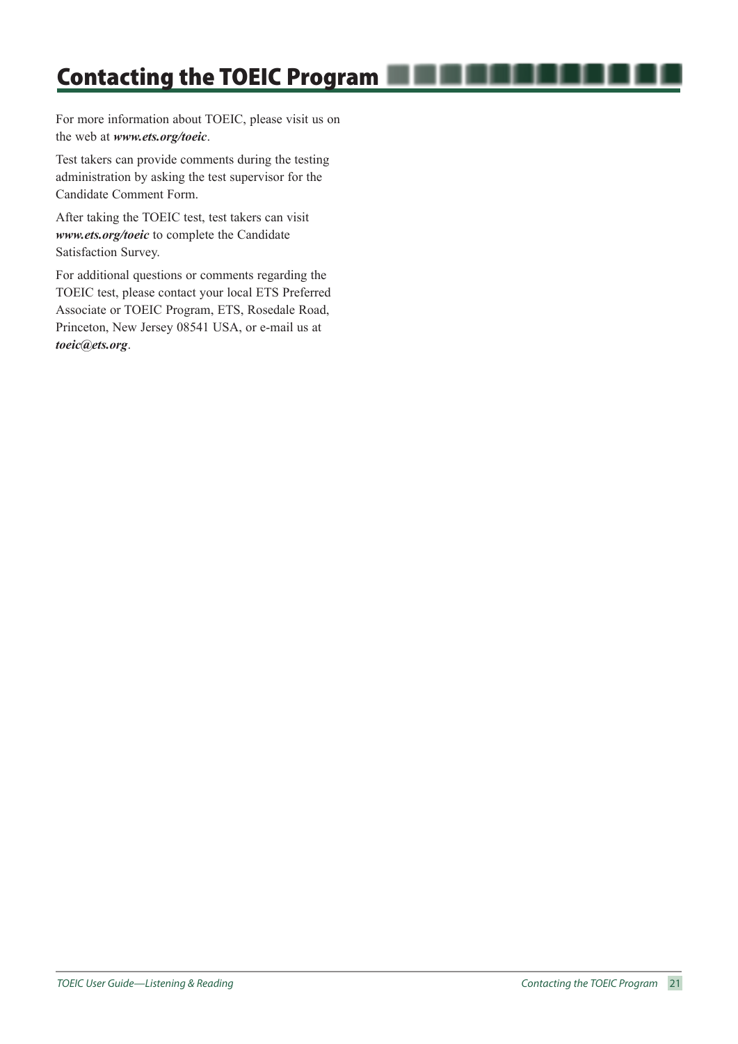# Contacting the TOEIC Program

For more information about TOEIC, please visit us on the web at ***www.ets.org/toeic***.

Test takers can provide comments during the testing administration by asking the test supervisor for the Candidate Comment Form.

After taking the TOEIC test, test takers can visit ***www.ets.org/toeic*** to complete the Candidate Satisfaction Survey.

For additional questions or comments regarding the TOEIC test, please contact your local ETS Preferred Associate or TOEIC Program, ETS, Rosedale Road, Princeton, New Jersey 08541 USA, or e-mail us at ***toeic@ets.org***.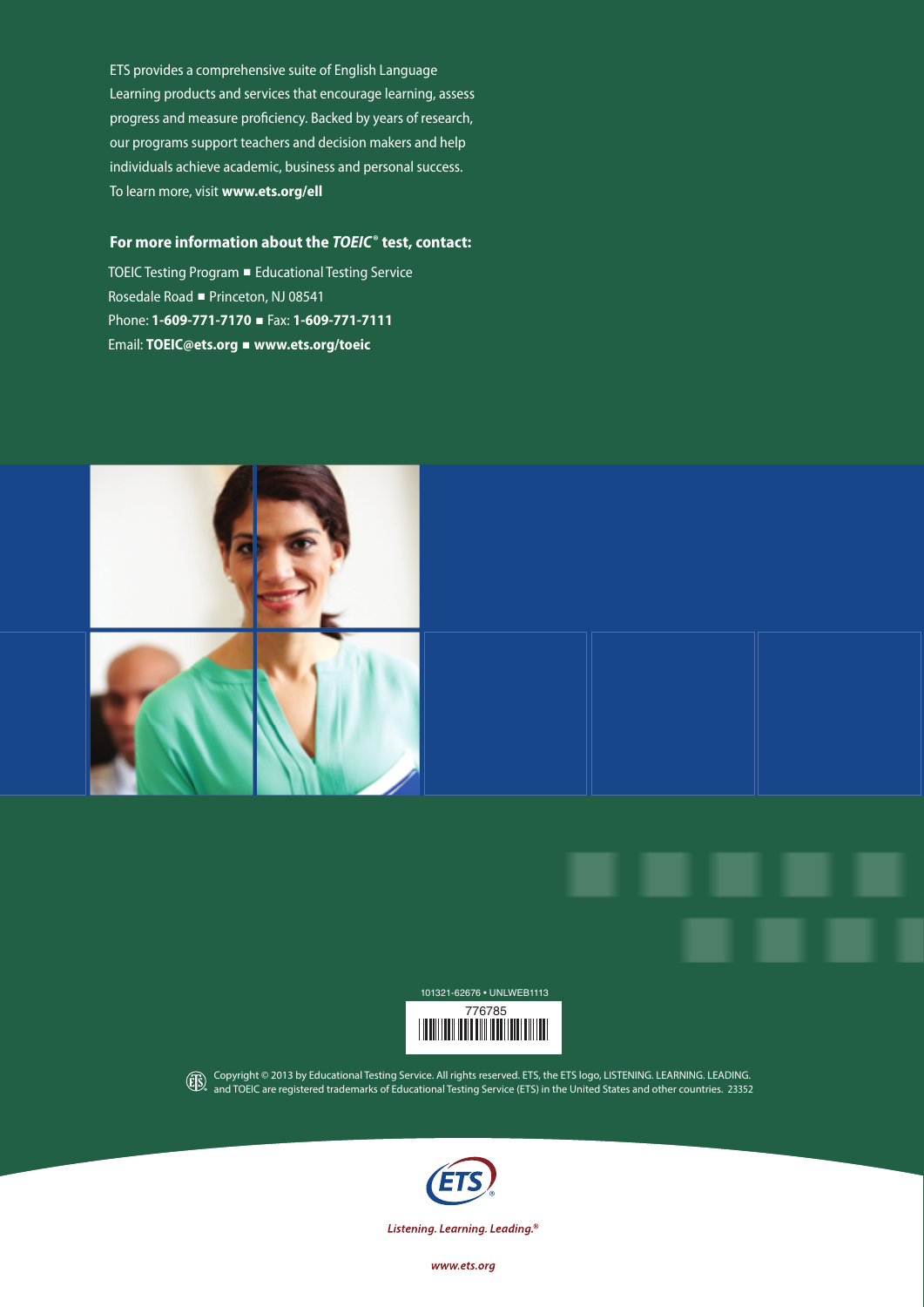ETS provides a comprehensive suite of English Language Learning products and services that encourage learning, assess progress and measure proficiency. Backed by years of research, our programs support teachers and decision makers and help individuals achieve academic, business and personal success. To learn more, visit **www.ets.org/ell**

**For more information about the *TOEIC*® test, contact:**

TOEIC Testing Program ■ Educational Testing Service
Rosedale Road ■ Princeton, NJ 08541
Phone: **1-609-771-7170** ■ Fax: **1-609-771-7111**
Email: **TOEIC@ets.org** ■ **www.ets.org/toeic**

101321-62676 • UNLWEB1113

776785

Copyright © 2013 by Educational Testing Service. All rights reserved. ETS, the ETS logo, LISTENING. LEARNING. LEADING. and TOEIC are registered trademarks of Educational Testing Service (ETS) in the United States and other countries. 23352

*Listening. Learning. Leading.®*

*www.ets.org*